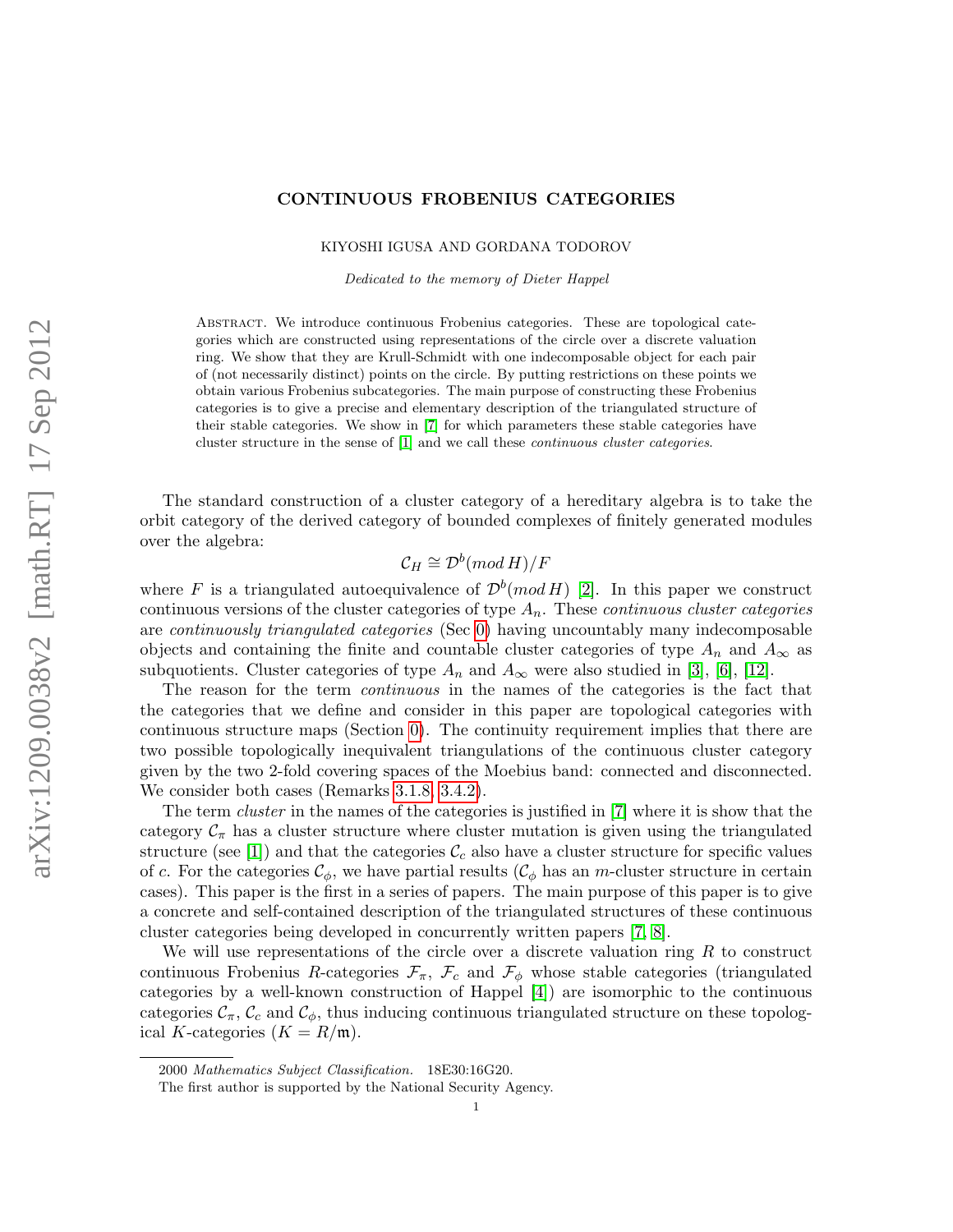# CONTINUOUS FROBENIUS CATEGORIES

KIYOSHI IGUSA AND GORDANA TODOROV

*Dedicated to the memory of Dieter Happel*

Abstract. We introduce continuous Frobenius categories. These are topological categories which are constructed using representations of the circle over a discrete valuation ring. We show that they are Krull-Schmidt with one indecomposable object for each pair of (not necessarily distinct) points on the circle. By putting restrictions on these points we obtain various Frobenius subcategories. The main purpose of constructing these Frobenius categories is to give a precise and elementary description of the triangulated structure of their stable categories. We show in [7] for which parameters these stable categories have cluster structure in the sense of [1] and we call these *continuous cluster categories*.

The standard construction of a cluster category of a hereditary algebra is to take the orbit category of the derived category of bounded complexes of finitely generated modules over the algebra:

$$\mathcal{C}_H \cong \mathcal{D}^b(mod\, H)/F$$

where $F$ is a triangulated autoequivalence of $\mathcal{D}^b(mod\, H)$ [2]. In this paper we construct continuous versions of the cluster categories of type $A_n$. These *continuous cluster categories* are *continuously triangulated categories* (Sec 0) having uncountably many indecomposable objects and containing the finite and countable cluster categories of type $A_n$ and $A_\infty$ as subquotients. Cluster categories of type $A_n$ and $A_\infty$ were also studied in [3], [6], [12].

The reason for the term *continuous* in the names of the categories is the fact that the categories that we define and consider in this paper are topological categories with continuous structure maps (Section 0). The continuity requirement implies that there are two possible topologically inequivalent triangulations of the continuous cluster category given by the two 2-fold covering spaces of the Moebius band: connected and disconnected. We consider both cases (Remarks 3.1.8, 3.4.2).

The term *cluster* in the names of the categories is justified in [7] where it is show that the category $\mathcal{C}_\pi$ has a cluster structure where cluster mutation is given using the triangulated structure (see [1]) and that the categories $\mathcal{C}_c$ also have a cluster structure for specific values of $c$. For the categories $\mathcal{C}_\phi$, we have partial results ($\mathcal{C}_\phi$ has an $m$-cluster structure in certain cases). This paper is the first in a series of papers. The main purpose of this paper is to give a concrete and self-contained description of the triangulated structures of these continuous cluster categories being developed in concurrently written papers [7, 8].

We will use representations of the circle over a discrete valuation ring $R$ to construct continuous Frobenius $R$-categories $\mathcal{F}_\pi$, $\mathcal{F}_c$ and $\mathcal{F}_\phi$ whose stable categories (triangulated categories by a well-known construction of Happel [4]) are isomorphic to the continuous categories $\mathcal{C}_\pi$, $\mathcal{C}_c$ and $\mathcal{C}_\phi$, thus inducing continuous triangulated structure on these topological $K$-categories ($K = R/\mathfrak{m}$).

2000 *Mathematics Subject Classification.* 18E30:16G20.

The first author is supported by the National Security Agency.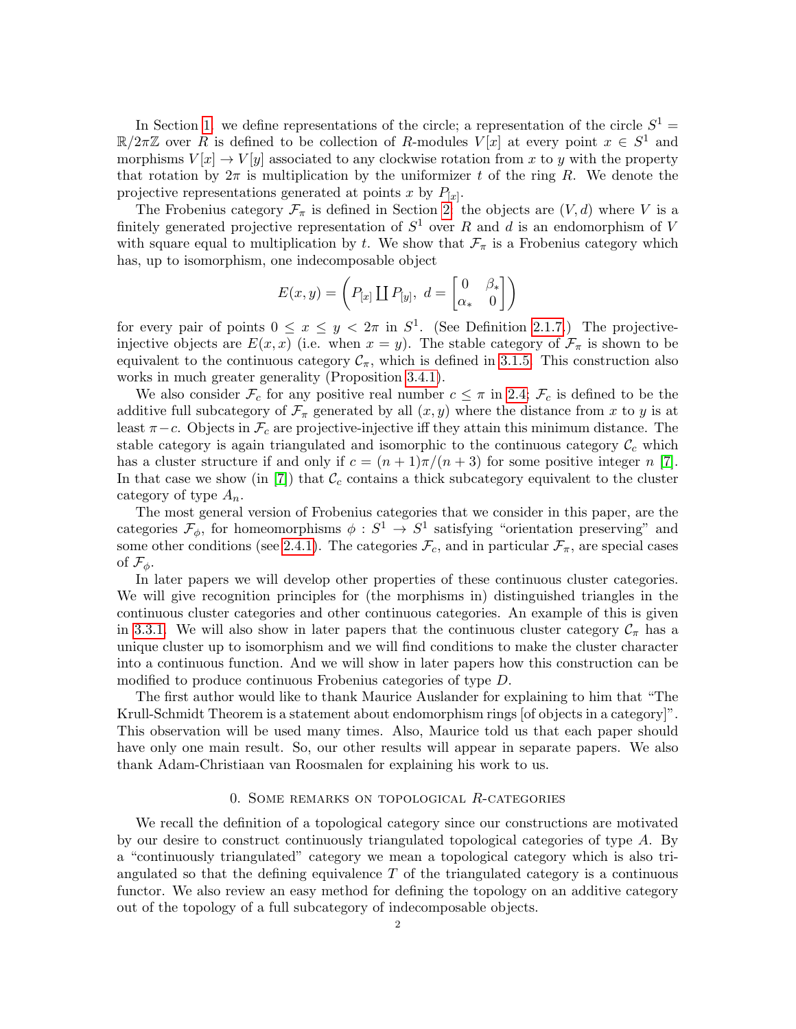In Section 1, we define representations of the circle; a representation of the circle $S^1 = \mathbb{R}/2\pi\mathbb{Z}$ over $R$ is defined to be collection of $R$-modules $V[x]$ at every point $x \in S^1$ and morphisms $V[x] \to V[y]$ associated to any clockwise rotation from $x$ to $y$ with the property that rotation by $2\pi$ is multiplication by the uniformizer $t$ of the ring $R$. We denote the projective representations generated at points $x$ by $P_{[x]}$.

The Frobenius category $\mathcal{F}_\pi$ is defined in Section 2: the objects are $(V, d)$ where $V$ is a finitely generated projective representation of $S^1$ over $R$ and $d$ is an endomorphism of $V$ with square equal to multiplication by $t$. We show that $\mathcal{F}_\pi$ is a Frobenius category which has, up to isomorphism, one indecomposable object

$$E(x, y) = \left( P_{[x]} \coprod P_{[y]},\ d = \begin{bmatrix} 0 & \beta_* \\ \alpha_* & 0 \end{bmatrix} \right)$$

for every pair of points $0 \le x \le y < 2\pi$ in $S^1$. (See Definition 2.1.7.) The projective-injective objects are $E(x, x)$ (i.e. when $x = y$). The stable category of $\mathcal{F}_\pi$ is shown to be equivalent to the continuous category $\mathcal{C}_\pi$, which is defined in 3.1.5. This construction also works in much greater generality (Proposition 3.4.1).

We also consider $\mathcal{F}_c$ for any positive real number $c \le \pi$ in 2.4; $\mathcal{F}_c$ is defined to be the additive full subcategory of $\mathcal{F}_\pi$ generated by all $(x, y)$ where the distance from $x$ to $y$ is at least $\pi - c$. Objects in $\mathcal{F}_c$ are projective-injective iff they attain this minimum distance. The stable category is again triangulated and isomorphic to the continuous category $\mathcal{C}_c$ which has a cluster structure if and only if $c = (n + 1)\pi/(n + 3)$ for some positive integer $n$ [7]. In that case we show (in [7]) that $\mathcal{C}_c$ contains a thick subcategory equivalent to the cluster category of type $A_n$.

The most general version of Frobenius categories that we consider in this paper, are the categories $\mathcal{F}_\phi$, for homeomorphisms $\phi : S^1 \to S^1$ satisfying "orientation preserving" and some other conditions (see 2.4.1). The categories $\mathcal{F}_c$, and in particular $\mathcal{F}_\pi$, are special cases of $\mathcal{F}_\phi$.

In later papers we will develop other properties of these continuous cluster categories. We will give recognition principles for (the morphisms in) distinguished triangles in the continuous cluster categories and other continuous categories. An example of this is given in 3.3.1. We will also show in later papers that the continuous cluster category $\mathcal{C}_\pi$ has a unique cluster up to isomorphism and we will find conditions to make the cluster character into a continuous function. And we will show in later papers how this construction can be modified to produce continuous Frobenius categories of type $D$.

The first author would like to thank Maurice Auslander for explaining to him that "The Krull-Schmidt Theorem is a statement about endomorphism rings [of objects in a category]". This observation will be used many times. Also, Maurice told us that each paper should have only one main result. So, our other results will appear in separate papers. We also thank Adam-Christiaan van Roosmalen for explaining his work to us.

## 0. Some remarks on topological $R$-categories

We recall the definition of a topological category since our constructions are motivated by our desire to construct continuously triangulated topological categories of type $A$. By a "continuously triangulated" category we mean a topological category which is also triangulated so that the defining equivalence $T$ of the triangulated category is a continuous functor. We also review an easy method for defining the topology on an additive category out of the topology of a full subcategory of indecomposable objects.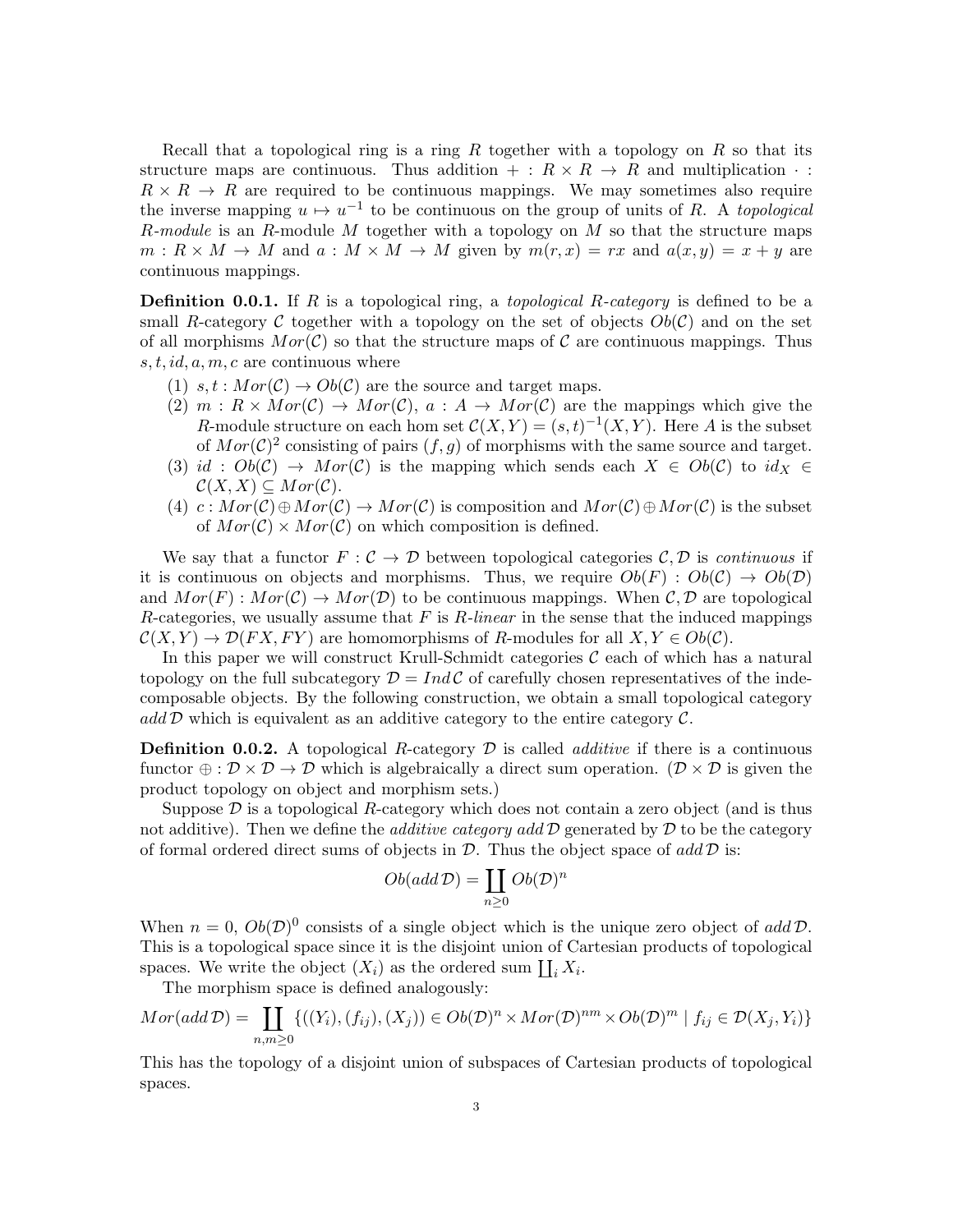Recall that a topological ring is a ring $R$ together with a topology on $R$ so that its structure maps are continuous. Thus addition $+ : R \times R \to R$ and multiplication $\cdot : R \times R \to R$ are required to be continuous mappings. We may sometimes also require the inverse mapping $u \mapsto u^{-1}$ to be continuous on the group of units of $R$. A *topological $R$-module* is an $R$-module $M$ together with a topology on $M$ so that the structure maps $m : R \times M \to M$ and $a : M \times M \to M$ given by $m(r, x) = rx$ and $a(x, y) = x + y$ are continuous mappings.

**Definition 0.0.1.** If $R$ is a topological ring, a *topological $R$-category* is defined to be a small $R$-category $\mathcal{C}$ together with a topology on the set of objects $Ob(\mathcal{C})$ and on the set of all morphisms $Mor(\mathcal{C})$ so that the structure maps of $\mathcal{C}$ are continuous mappings. Thus $s, t, id, a, m, c$ are continuous where

1. $s, t : Mor(\mathcal{C}) \to Ob(\mathcal{C})$ are the source and target maps.
2. $m : R \times Mor(\mathcal{C}) \to Mor(\mathcal{C})$, $a : A \to Mor(\mathcal{C})$ are the mappings which give the $R$-module structure on each hom set $\mathcal{C}(X, Y) = (s, t)^{-1}(X, Y)$. Here $A$ is the subset of $Mor(\mathcal{C})^2$ consisting of pairs $(f, g)$ of morphisms with the same source and target.
3. $id : Ob(\mathcal{C}) \to Mor(\mathcal{C})$ is the mapping which sends each $X \in Ob(\mathcal{C})$ to $id_X \in \mathcal{C}(X, X) \subseteq Mor(\mathcal{C})$.
4. $c : Mor(\mathcal{C}) \oplus Mor(\mathcal{C}) \to Mor(\mathcal{C})$ is composition and $Mor(\mathcal{C}) \oplus Mor(\mathcal{C})$ is the subset of $Mor(\mathcal{C}) \times Mor(\mathcal{C})$ on which composition is defined.

We say that a functor $F : \mathcal{C} \to \mathcal{D}$ between topological categories $\mathcal{C}, \mathcal{D}$ is *continuous* if it is continuous on objects and morphisms. Thus, we require $Ob(F) : Ob(\mathcal{C}) \to Ob(\mathcal{D})$ and $Mor(F) : Mor(\mathcal{C}) \to Mor(\mathcal{D})$ to be continuous mappings. When $\mathcal{C}, \mathcal{D}$ are topological $R$-categories, we usually assume that $F$ is *$R$-linear* in the sense that the induced mappings $\mathcal{C}(X, Y) \to \mathcal{D}(FX, FY)$ are homomorphisms of $R$-modules for all $X, Y \in Ob(\mathcal{C})$.

In this paper we will construct Krull-Schmidt categories $\mathcal{C}$ each of which has a natural topology on the full subcategory $\mathcal{D} = Ind\,\mathcal{C}$ of carefully chosen representatives of the indecomposable objects. By the following construction, we obtain a small topological category $add\,\mathcal{D}$ which is equivalent as an additive category to the entire category $\mathcal{C}$.

**Definition 0.0.2.** A topological $R$-category $\mathcal{D}$ is called *additive* if there is a continuous functor $\oplus : \mathcal{D} \times \mathcal{D} \to \mathcal{D}$ which is algebraically a direct sum operation. ($\mathcal{D} \times \mathcal{D}$ is given the product topology on object and morphism sets.)

Suppose $\mathcal{D}$ is a topological $R$-category which does not contain a zero object (and is thus not additive). Then we define the *additive category $add\,\mathcal{D}$* generated by $\mathcal{D}$ to be the category of formal ordered direct sums of objects in $\mathcal{D}$. Thus the object space of $add\,\mathcal{D}$ is:

$$Ob(add\,\mathcal{D}) = \coprod_{n \geq 0} Ob(\mathcal{D})^n$$

When $n = 0$, $Ob(\mathcal{D})^0$ consists of a single object which is the unique zero object of $add\,\mathcal{D}$. This is a topological space since it is the disjoint union of Cartesian products of topological spaces. We write the object $(X_i)$ as the ordered sum $\coprod_i X_i$.

The morphism space is defined analogously:

$$Mor(add\,\mathcal{D}) = \coprod_{n,m \geq 0} \{((Y_i), (f_{ij}), (X_j)) \in Ob(\mathcal{D})^n \times Mor(\mathcal{D})^{nm} \times Ob(\mathcal{D})^m \mid f_{ij} \in \mathcal{D}(X_j, Y_i)\}$$

This has the topology of a disjoint union of subspaces of Cartesian products of topological spaces.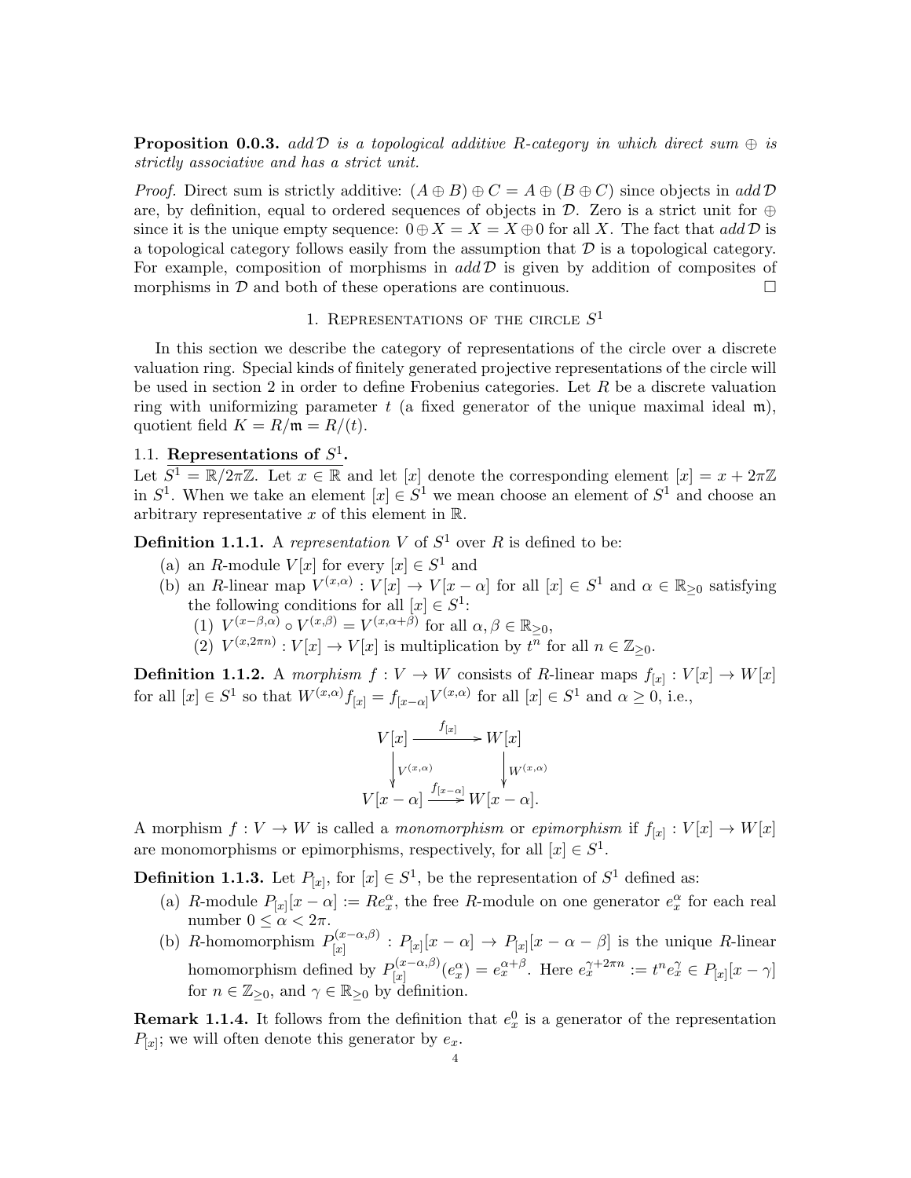**Proposition 0.0.3.** *$add\,\mathcal{D}$ is a topological additive $R$-category in which direct sum $\oplus$ is strictly associative and has a strict unit.*

*Proof.* Direct sum is strictly additive: $(A \oplus B) \oplus C = A \oplus (B \oplus C)$ since objects in $add\,\mathcal{D}$ are, by definition, equal to ordered sequences of objects in $\mathcal{D}$. Zero is a strict unit for $\oplus$ since it is the unique empty sequence: $0 \oplus X = X = X \oplus 0$ for all $X$. The fact that $add\,\mathcal{D}$ is a topological category follows easily from the assumption that $\mathcal{D}$ is a topological category. For example, composition of morphisms in $add\,\mathcal{D}$ is given by addition of composites of morphisms in $\mathcal{D}$ and both of these operations are continuous. □

## 1. Representations of the circle $S^1$

In this section we describe the category of representations of the circle over a discrete valuation ring. Special kinds of finitely generated projective representations of the circle will be used in section 2 in order to define Frobenius categories. Let $R$ be a discrete valuation ring with uniformizing parameter $t$ (a fixed generator of the unique maximal ideal $\mathfrak{m}$), quotient field $K = R/\mathfrak{m} = R/(t)$.

### 1.1. Representations of $S^1$.

Let $S^1 = \mathbb{R}/2\pi\mathbb{Z}$. Let $x \in \mathbb{R}$ and let $[x]$ denote the corresponding element $[x] = x + 2\pi\mathbb{Z}$ in $S^1$. When we take an element $[x] \in S^1$ we mean choose an element of $S^1$ and choose an arbitrary representative $x$ of this element in $\mathbb{R}$.

**Definition 1.1.1.** A *representation* $V$ of $S^1$ over $R$ is defined to be:

(a) an $R$-module $V[x]$ for every $[x] \in S^1$ and

(b) an $R$-linear map $V^{(x,\alpha)} : V[x] \to V[x-\alpha]$ for all $[x] \in S^1$ and $\alpha \in \mathbb{R}_{\geq 0}$ satisfying the following conditions for all $[x] \in S^1$:

   (1) $V^{(x-\beta,\alpha)} \circ V^{(x,\beta)} = V^{(x,\alpha+\beta)}$ for all $\alpha, \beta \in \mathbb{R}_{\geq 0}$,

   (2) $V^{(x,2\pi n)} : V[x] \to V[x]$ is multiplication by $t^n$ for all $n \in \mathbb{Z}_{\geq 0}$.

**Definition 1.1.2.** A *morphism* $f : V \to W$ consists of $R$-linear maps $f_{[x]} : V[x] \to W[x]$ for all $[x] \in S^1$ so that $W^{(x,\alpha)} f_{[x]} = f_{[x-\alpha]} V^{(x,\alpha)}$ for all $[x] \in S^1$ and $\alpha \geq 0$, i.e.,

$$\begin{array}{ccc} V[x] & \xrightarrow{f_{[x]}} & W[x] \\ \downarrow{\scriptstyle V^{(x,\alpha)}} & & \downarrow{\scriptstyle W^{(x,\alpha)}} \\ V[x-\alpha] & \xrightarrow{f_{[x-\alpha]}} & W[x-\alpha]. \end{array}$$

A morphism $f : V \to W$ is called a *monomorphism* or *epimorphism* if $f_{[x]} : V[x] \to W[x]$ are monomorphisms or epimorphisms, respectively, for all $[x] \in S^1$.

**Definition 1.1.3.** Let $P_{[x]}$, for $[x] \in S^1$, be the representation of $S^1$ defined as:

(a) $R$-module $P_{[x]}[x-\alpha] := Re_x^\alpha$, the free $R$-module on one generator $e_x^\alpha$ for each real number $0 \leq \alpha < 2\pi$.

(b) $R$-homomorphism $P_{[x]}^{(x-\alpha,\beta)} : P_{[x]}[x-\alpha] \to P_{[x]}[x-\alpha-\beta]$ is the unique $R$-linear homomorphism defined by $P_{[x]}^{(x-\alpha,\beta)}(e_x^\alpha) = e_x^{\alpha+\beta}$. Here $e_x^{\gamma+2\pi n} := t^n e_x^\gamma \in P_{[x]}[x-\gamma]$ for $n \in \mathbb{Z}_{\geq 0}$, and $\gamma \in \mathbb{R}_{\geq 0}$ by definition.

**Remark 1.1.4.** It follows from the definition that $e_x^0$ is a generator of the representation $P_{[x]}$; we will often denote this generator by $e_x$.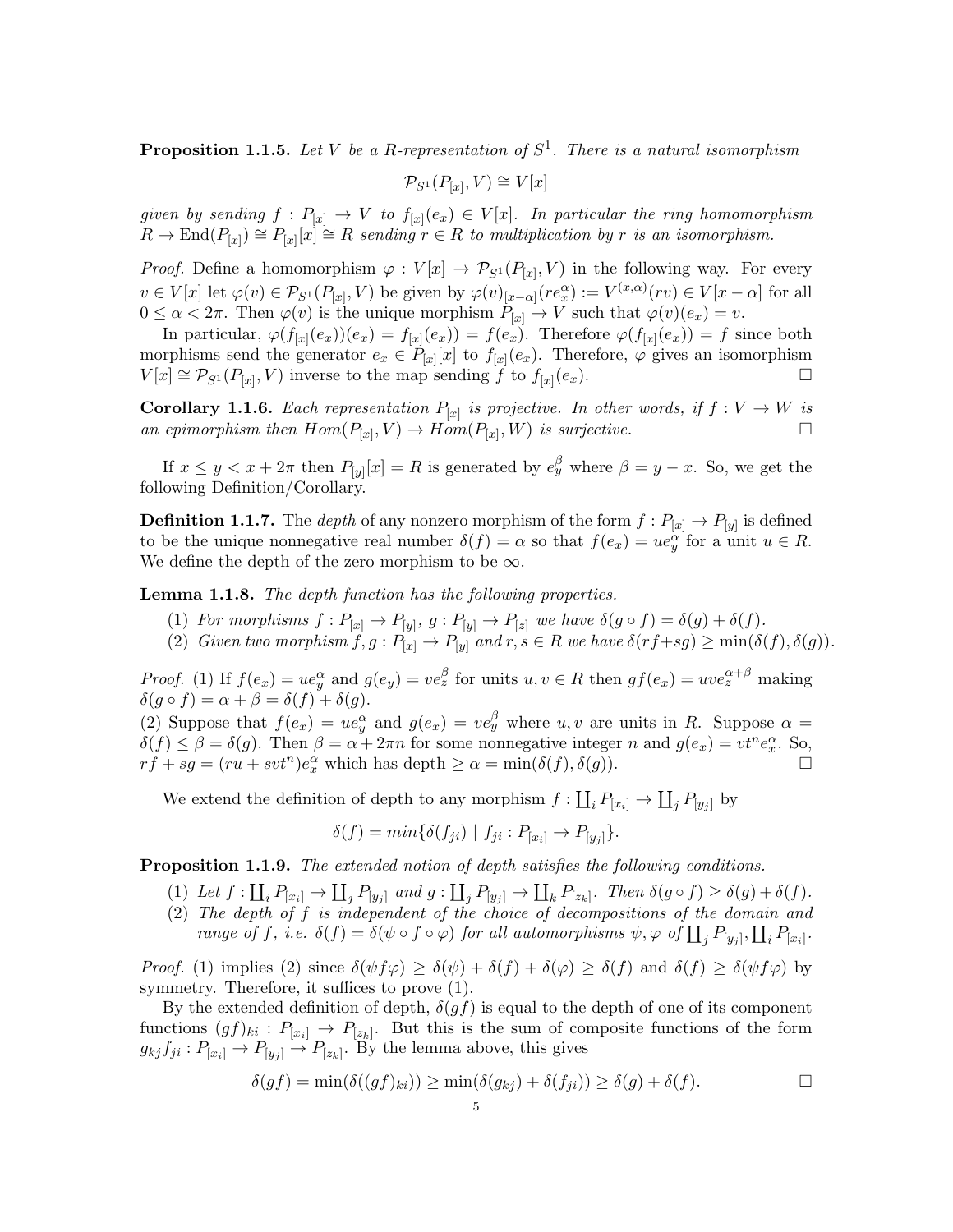**Proposition 1.1.5.** *Let $V$ be a $R$-representation of $S^1$. There is a natural isomorphism*

$$\mathcal{P}_{S^1}(P_{[x]}, V) \cong V[x]$$

*given by sending $f : P_{[x]} \to V$ to $f_{[x]}(e_x) \in V[x]$. In particular the ring homomorphism $R \to \mathrm{End}(P_{[x]}) \cong P_{[x]}[x] \cong R$ sending $r \in R$ to multiplication by $r$ is an isomorphism.*

*Proof.* Define a homomorphism $\varphi : V[x] \to \mathcal{P}_{S^1}(P_{[x]}, V)$ in the following way. For every $v \in V[x]$ let $\varphi(v) \in \mathcal{P}_{S^1}(P_{[x]}, V)$ be given by $\varphi(v)_{[x-\alpha]}(re_x^\alpha) := V^{(x,\alpha)}(rv) \in V[x-\alpha]$ for all $0 \le \alpha < 2\pi$. Then $\varphi(v)$ is the unique morphism $P_{[x]} \to V$ such that $\varphi(v)(e_x) = v$.

In particular, $\varphi(f_{[x]}(e_x))(e_x) = f_{[x]}(e_x)) = f(e_x)$. Therefore $\varphi(f_{[x]}(e_x)) = f$ since both morphisms send the generator $e_x \in P_{[x]}[x]$ to $f_{[x]}(e_x)$. Therefore, $\varphi$ gives an isomorphism $V[x] \cong \mathcal{P}_{S^1}(P_{[x]}, V)$ inverse to the map sending $f$ to $f_{[x]}(e_x)$. □

**Corollary 1.1.6.** *Each representation $P_{[x]}$ is projective. In other words, if $f : V \to W$ is an epimorphism then $Hom(P_{[x]}, V) \to Hom(P_{[x]}, W)$ is surjective.* □

If $x \le y < x + 2\pi$ then $P_{[y]}[x] = R$ is generated by $e_y^\beta$ where $\beta = y - x$. So, we get the following Definition/Corollary.

**Definition 1.1.7.** The *depth* of any nonzero morphism of the form $f : P_{[x]} \to P_{[y]}$ is defined to be the unique nonnegative real number $\delta(f) = \alpha$ so that $f(e_x) = ue_y^\alpha$ for a unit $u \in R$. We define the depth of the zero morphism to be $\infty$.

**Lemma 1.1.8.** *The depth function has the following properties.*

1. *For morphisms $f : P_{[x]} \to P_{[y]}$, $g : P_{[y]} \to P_{[z]}$ we have $\delta(g \circ f) = \delta(g) + \delta(f)$.*
2. *Given two morphism $f, g : P_{[x]} \to P_{[y]}$ and $r, s \in R$ we have $\delta(rf+sg) \ge \min(\delta(f), \delta(g))$.*

*Proof.* (1) If $f(e_x) = ue_y^\alpha$ and $g(e_y) = ve_z^\beta$ for units $u, v \in R$ then $gf(e_x) = uve_z^{\alpha+\beta}$ making $\delta(g \circ f) = \alpha + \beta = \delta(f) + \delta(g)$.
(2) Suppose that $f(e_x) = ue_y^\alpha$ and $g(e_x) = ve_y^\beta$ where $u, v$ are units in $R$. Suppose $\alpha = \delta(f) \le \beta = \delta(g)$. Then $\beta = \alpha + 2\pi n$ for some nonnegative integer $n$ and $g(e_x) = vt^n e_x^\alpha$. So, $rf + sg = (ru + svt^n)e_x^\alpha$ which has depth $\ge \alpha = \min(\delta(f), \delta(g))$. □

We extend the definition of depth to any morphism $f : \coprod_i P_{[x_i]} \to \coprod_j P_{[y_j]}$ by

$$\delta(f) = min\{\delta(f_{ji}) \mid f_{ji} : P_{[x_i]} \to P_{[y_j]}\}.$$

**Proposition 1.1.9.** *The extended notion of depth satisfies the following conditions.*

1. *Let $f : \coprod_i P_{[x_i]} \to \coprod_j P_{[y_j]}$ and $g : \coprod_j P_{[y_j]} \to \coprod_k P_{[z_k]}$. Then $\delta(g \circ f) \ge \delta(g) + \delta(f)$.*
2. *The depth of $f$ is independent of the choice of decompositions of the domain and range of $f$, i.e. $\delta(f) = \delta(\psi \circ f \circ \varphi)$ for all automorphisms $\psi, \varphi$ of $\coprod_j P_{[y_j]}, \coprod_i P_{[x_i]}$.*

*Proof.* (1) implies (2) since $\delta(\psi f \varphi) \ge \delta(\psi) + \delta(f) + \delta(\varphi) \ge \delta(f)$ and $\delta(f) \ge \delta(\psi f \varphi)$ by symmetry. Therefore, it suffices to prove (1).

By the extended definition of depth, $\delta(gf)$ is equal to the depth of one of its component functions $(gf)_{ki} : P_{[x_i]} \to P_{[z_k]}$. But this is the sum of composite functions of the form $g_{kj} f_{ji} : P_{[x_i]} \to P_{[y_j]} \to P_{[z_k]}$. By the lemma above, this gives

$$\delta(gf) = \min(\delta((gf)_{ki})) \ge \min(\delta(g_{kj}) + \delta(f_{ji})) \ge \delta(g) + \delta(f).$$ □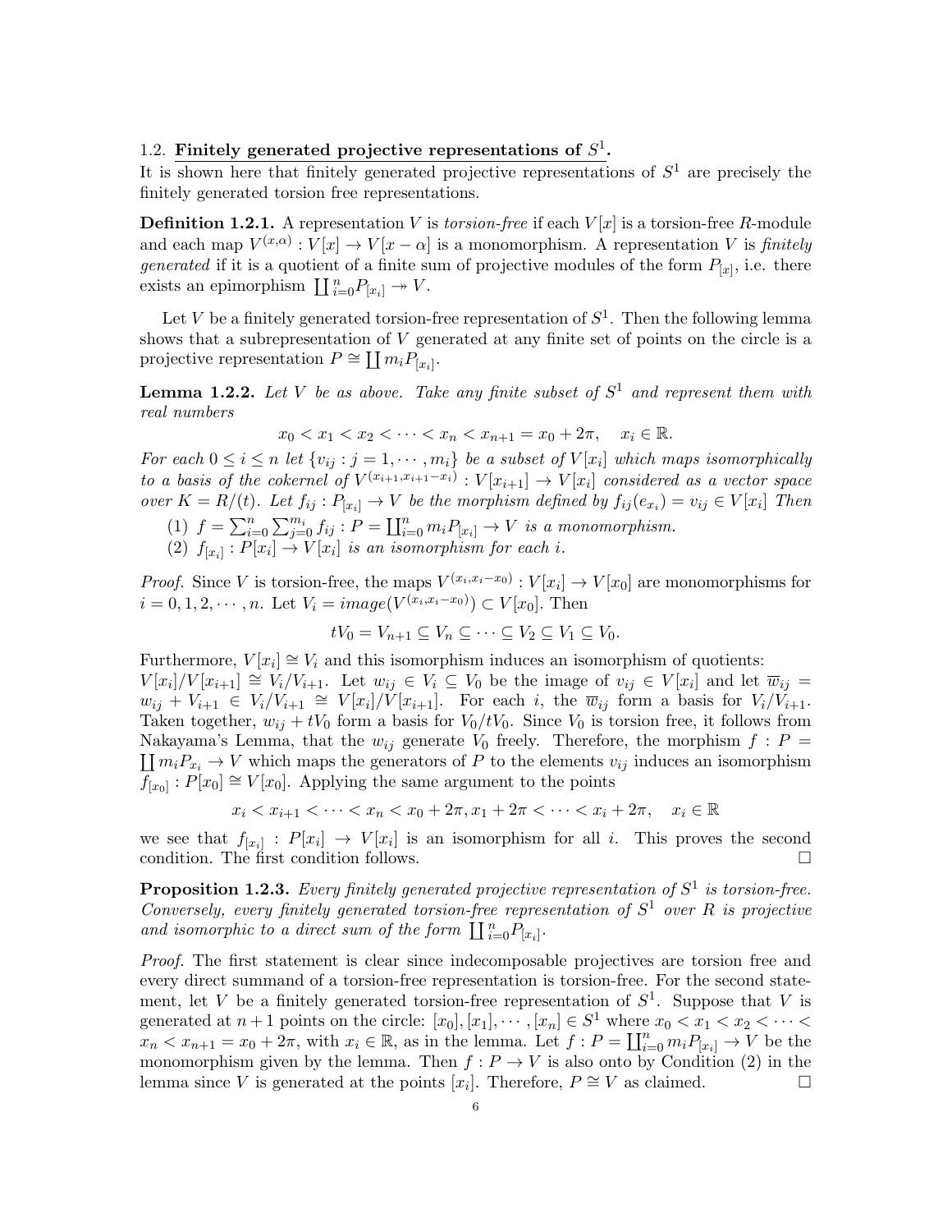### 1.2. Finitely generated projective representations of $S^1$.

It is shown here that finitely generated projective representations of $S^1$ are precisely the finitely generated torsion free representations.

**Definition 1.2.1.** A representation $V$ is *torsion-free* if each $V[x]$ is a torsion-free $R$-module and each map $V^{(x,\alpha)} : V[x] \to V[x-\alpha]$ is a monomorphism. A representation $V$ is *finitely generated* if it is a quotient of a finite sum of projective modules of the form $P_{[x]}$, i.e. there exists an epimorphism $\coprod_{i=0}^{n} P_{[x_i]} \twoheadrightarrow V$.

Let $V$ be a finitely generated torsion-free representation of $S^1$. Then the following lemma shows that a subrepresentation of $V$ generated at any finite set of points on the circle is a projective representation $P \cong \coprod m_i P_{[x_i]}$.

**Lemma 1.2.2.** *Let $V$ be as above. Take any finite subset of $S^1$ and represent them with real numbers*

$$x_0 < x_1 < x_2 < \cdots < x_n < x_{n+1} = x_0 + 2\pi, \quad x_i \in \mathbb{R}.$$

*For each $0 \le i \le n$ let $\{v_{ij} : j = 1, \cdots, m_i\}$ be a subset of $V[x_i]$ which maps isomorphically to a basis of the cokernel of $V^{(x_{i+1}, x_{i+1}-x_i)} : V[x_{i+1}] \to V[x_i]$ considered as a vector space over $K = R/(t)$. Let $f_{ij} : P_{[x_i]} \to V$ be the morphism defined by $f_{ij}(e_{x_i}) = v_{ij} \in V[x_i]$ Then*

1. $f = \sum_{i=0}^{n} \sum_{j=0}^{m_i} f_{ij} : P = \coprod_{i=0}^{n} m_i P_{[x_i]} \to V$ *is a monomorphism.*
2. $f_{[x_i]} : P[x_i] \to V[x_i]$ *is an isomorphism for each $i$.*

*Proof.* Since $V$ is torsion-free, the maps $V^{(x_i, x_i - x_0)} : V[x_i] \to V[x_0]$ are monomorphisms for $i = 0, 1, 2, \cdots, n$. Let $V_i = image(V^{(x_i, x_i - x_0)}) \subset V[x_0]$. Then

$$tV_0 = V_{n+1} \subseteq V_n \subseteq \cdots \subseteq V_2 \subseteq V_1 \subseteq V_0.$$

Furthermore, $V[x_i] \cong V_i$ and this isomorphism induces an isomorphism of quotients: $V[x_i]/V[x_{i+1}] \cong V_i/V_{i+1}$. Let $w_{ij} \in V_i \subseteq V_0$ be the image of $v_{ij} \in V[x_i]$ and let $\overline{w}_{ij} = w_{ij} + V_{i+1} \in V_i/V_{i+1} \cong V[x_i]/V[x_{i+1}]$. For each $i$, the $\overline{w}_{ij}$ form a basis for $V_i/V_{i+1}$. Taken together, $w_{ij} + tV_0$ form a basis for $V_0/tV_0$. Since $V_0$ is torsion free, it follows from Nakayama's Lemma, that the $w_{ij}$ generate $V_0$ freely. Therefore, the morphism $f : P = \coprod m_i P_{x_i} \to V$ which maps the generators of $P$ to the elements $v_{ij}$ induces an isomorphism $f_{[x_0]} : P[x_0] \cong V[x_0]$. Applying the same argument to the points

$$x_i < x_{i+1} < \cdots < x_n < x_0 + 2\pi, x_1 + 2\pi < \cdots < x_i + 2\pi, \quad x_i \in \mathbb{R}$$

we see that $f_{[x_i]} : P[x_i] \to V[x_i]$ is an isomorphism for all $i$. This proves the second condition. The first condition follows. $\square$

**Proposition 1.2.3.** *Every finitely generated projective representation of $S^1$ is torsion-free. Conversely, every finitely generated torsion-free representation of $S^1$ over $R$ is projective and isomorphic to a direct sum of the form $\coprod_{i=0}^{n} P_{[x_i]}$.*

*Proof.* The first statement is clear since indecomposable projectives are torsion free and every direct summand of a torsion-free representation is torsion-free. For the second statement, let $V$ be a finitely generated torsion-free representation of $S^1$. Suppose that $V$ is generated at $n+1$ points on the circle: $[x_0], [x_1], \cdots, [x_n] \in S^1$ where $x_0 < x_1 < x_2 < \cdots < x_n < x_{n+1} = x_0 + 2\pi$, with $x_i \in \mathbb{R}$, as in the lemma. Let $f : P = \coprod_{i=0}^{n} m_i P_{[x_i]} \to V$ be the monomorphism given by the lemma. Then $f : P \to V$ is also onto by Condition (2) in the lemma since $V$ is generated at the points $[x_i]$. Therefore, $P \cong V$ as claimed. $\square$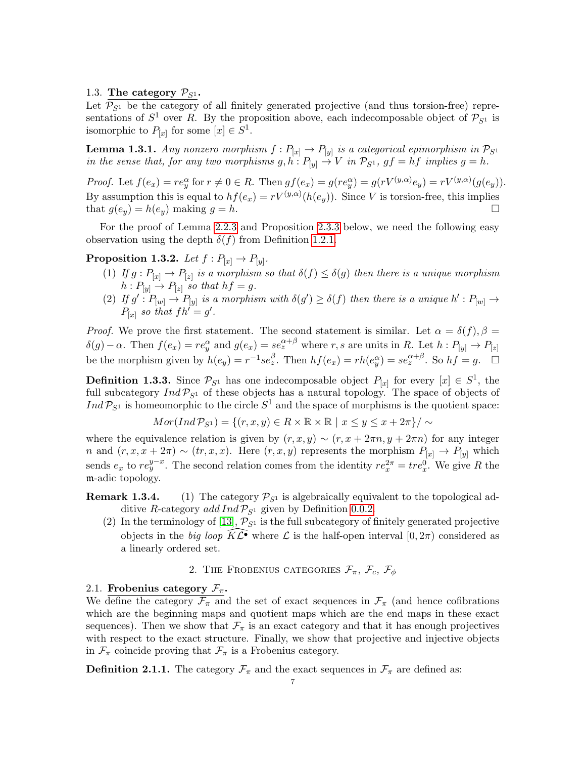### 1.3. The category $\mathcal{P}_{S^1}$.

Let $\mathcal{P}_{S^1}$ be the category of all finitely generated projective (and thus torsion-free) representations of $S^1$ over $R$. By the proposition above, each indecomposable object of $\mathcal{P}_{S^1}$ is isomorphic to $P_{[x]}$ for some $[x] \in S^1$.

**Lemma 1.3.1.** *Any nonzero morphism $f : P_{[x]} \to P_{[y]}$ is a categorical epimorphism in $\mathcal{P}_{S^1}$ in the sense that, for any two morphisms $g, h : P_{[y]} \to V$ in $\mathcal{P}_{S^1}$, $gf = hf$ implies $g = h$.*

*Proof.* Let $f(e_x) = re_y^\alpha$ for $r \neq 0 \in R$. Then $gf(e_x) = g(re_y^\alpha) = g(rV^{(y,\alpha)}e_y) = rV^{(y,\alpha)}(g(e_y))$. By assumption this is equal to $hf(e_x) = rV^{(y,\alpha)}(h(e_y))$. Since $V$ is torsion-free, this implies that $g(e_y) = h(e_y)$ making $g = h$. □

For the proof of Lemma 2.2.3 and Proposition 2.3.3 below, we need the following easy observation using the depth $\delta(f)$ from Definition 1.2.1.

**Proposition 1.3.2.** *Let $f : P_{[x]} \to P_{[y]}$.*

1. *If $g : P_{[x]} \to P_{[z]}$ is a morphism so that $\delta(f) \leq \delta(g)$ then there is a unique morphism $h : P_{[y]} \to P_{[z]}$ so that $hf = g$.*
2. *If $g' : P_{[w]} \to P_{[y]}$ is a morphism with $\delta(g') \geq \delta(f)$ then there is a unique $h' : P_{[w]} \to P_{[x]}$ so that $fh' = g'$.*

*Proof.* We prove the first statement. The second statement is similar. Let $\alpha = \delta(f), \beta = \delta(g) - \alpha$. Then $f(e_x) = re_y^\alpha$ and $g(e_x) = se_z^{\alpha+\beta}$ where $r, s$ are units in $R$. Let $h : P_{[y]} \to P_{[z]}$ be the morphism given by $h(e_y) = r^{-1}se_z^\beta$. Then $hf(e_x) = rh(e_y^\alpha) = se_z^{\alpha+\beta}$. So $hf = g$. □

**Definition 1.3.3.** Since $\mathcal{P}_{S^1}$ has one indecomposable object $P_{[x]}$ for every $[x] \in S^1$, the full subcategory $Ind\,\mathcal{P}_{S^1}$ of these objects has a natural topology. The space of objects of $Ind\,\mathcal{P}_{S^1}$ is homeomorphic to the circle $S^1$ and the space of morphisms is the quotient space:

$$Mor(Ind\,\mathcal{P}_{S^1}) = \{(r, x, y) \in R \times \mathbb{R} \times \mathbb{R} \mid x \leq y \leq x + 2\pi\}/\sim$$

where the equivalence relation is given by $(r, x, y) \sim (r, x + 2\pi n, y + 2\pi n)$ for any integer $n$ and $(r, x, x + 2\pi) \sim (tr, x, x)$. Here $(r, x, y)$ represents the morphism $P_{[x]} \to P_{[y]}$ which sends $e_x$ to $re_y^{y-x}$. The second relation comes from the identity $re_x^{2\pi} = tre_x^0$. We give $R$ the $\mathfrak{m}$-adic topology.

**Remark 1.3.4.**

1. The category $\mathcal{P}_{S^1}$ is algebraically equivalent to the topological additive $R$-category $add\,Ind\,\mathcal{P}_{S^1}$ given by Definition 0.0.2.
2. In the terminology of [13], $\mathcal{P}_{S^1}$ is the full subcategory of finitely generated projective objects in the *big loop* $\widehat{K\mathcal{L}^\bullet}$ where $\mathcal{L}$ is the half-open interval $[0, 2\pi)$ considered as a linearly ordered set.

## 2. The Frobenius categories $\mathcal{F}_\pi$, $\mathcal{F}_c$, $\mathcal{F}_\phi$

### 2.1. Frobenius category $\mathcal{F}_\pi$.

We define the category $\mathcal{F}_\pi$ and the set of exact sequences in $\mathcal{F}_\pi$ (and hence cofibrations which are the beginning maps and quotient maps which are the end maps in these exact sequences). Then we show that $\mathcal{F}_\pi$ is an exact category and that it has enough projectives with respect to the exact structure. Finally, we show that projective and injective objects in $\mathcal{F}_\pi$ coincide proving that $\mathcal{F}_\pi$ is a Frobenius category.

**Definition 2.1.1.** The category $\mathcal{F}_\pi$ and the exact sequences in $\mathcal{F}_\pi$ are defined as: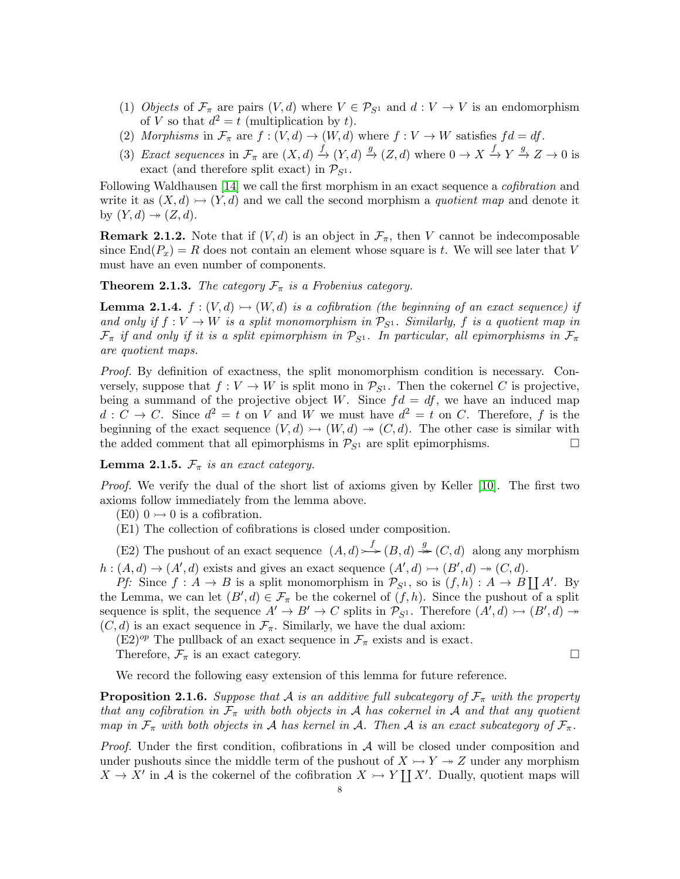(1) *Objects* of $\mathcal{F}_\pi$ are pairs $(V,d)$ where $V \in \mathcal{P}_{S^1}$ and $d : V \to V$ is an endomorphism of $V$ so that $d^2 = t$ (multiplication by $t$).
(2) *Morphisms* in $\mathcal{F}_\pi$ are $f : (V,d) \to (W,d)$ where $f : V \to W$ satisfies $fd = df$.
(3) *Exact sequences* in $\mathcal{F}_\pi$ are $(X,d) \xrightarrow{f} (Y,d) \xrightarrow{g} (Z,d)$ where $0 \to X \xrightarrow{f} Y \xrightarrow{g} Z \to 0$ is exact (and therefore split exact) in $\mathcal{P}_{S^1}$.

Following Waldhausen [14] we call the first morphism in an exact sequence a *cofibration* and write it as $(X,d) \rightarrowtail (Y,d)$ and we call the second morphism a *quotient map* and denote it by $(Y,d) \twoheadrightarrow (Z,d)$.

**Remark 2.1.2.** Note that if $(V,d)$ is an object in $\mathcal{F}_\pi$, then $V$ cannot be indecomposable since $\mathrm{End}(P_x) = R$ does not contain an element whose square is $t$. We will see later that $V$ must have an even number of components.

**Theorem 2.1.3.** *The category $\mathcal{F}_\pi$ is a Frobenius category.*

**Lemma 2.1.4.** *$f : (V,d) \rightarrowtail (W,d)$ is a cofibration (the beginning of an exact sequence) if and only if $f : V \to W$ is a split monomorphism in $\mathcal{P}_{S^1}$. Similarly, $f$ is a quotient map in $\mathcal{F}_\pi$ if and only if it is a split epimorphism in $\mathcal{P}_{S^1}$. In particular, all epimorphisms in $\mathcal{F}_\pi$ are quotient maps.*

*Proof.* By definition of exactness, the split monomorphism condition is necessary. Conversely, suppose that $f : V \to W$ is split mono in $\mathcal{P}_{S^1}$. Then the cokernel $C$ is projective, being a summand of the projective object $W$. Since $fd = df$, we have an induced map $d : C \to C$. Since $d^2 = t$ on $V$ and $W$ we must have $d^2 = t$ on $C$. Therefore, $f$ is the beginning of the exact sequence $(V,d) \rightarrowtail (W,d) \twoheadrightarrow (C,d)$. The other case is similar with the added comment that all epimorphisms in $\mathcal{P}_{S^1}$ are split epimorphisms. □

**Lemma 2.1.5.** *$\mathcal{F}_\pi$ is an exact category.*

*Proof.* We verify the dual of the short list of axioms given by Keller [10]. The first two axioms follow immediately from the lemma above.

(E0) $0 \rightarrowtail 0$ is a cofibration.

(E1) The collection of cofibrations is closed under composition.

(E2) The pushout of an exact sequence $(A,d) \overset{f}{\rightarrowtail} (B,d) \overset{g}{\twoheadrightarrow} (C,d)$ along any morphism $h : (A,d) \to (A',d)$ exists and gives an exact sequence $(A',d) \rightarrowtail (B',d) \twoheadrightarrow (C,d)$.

*Pf:* Since $f : A \to B$ is a split monomorphism in $\mathcal{P}_{S^1}$, so is $(f,h) : A \to B \coprod A'$. By the Lemma, we can let $(B',d) \in \mathcal{F}_\pi$ be the cokernel of $(f,h)$. Since the pushout of a split sequence is split, the sequence $A' \to B' \to C$ splits in $\mathcal{P}_{S^1}$. Therefore $(A',d) \rightarrowtail (B',d) \twoheadrightarrow (C,d)$ is an exact sequence in $\mathcal{F}_\pi$. Similarly, we have the dual axiom:

(E2)$^{op}$ The pullback of an exact sequence in $\mathcal{F}_\pi$ exists and is exact.

Therefore, $\mathcal{F}_\pi$ is an exact category. □

We record the following easy extension of this lemma for future reference.

**Proposition 2.1.6.** *Suppose that $\mathcal{A}$ is an additive full subcategory of $\mathcal{F}_\pi$ with the property that any cofibration in $\mathcal{F}_\pi$ with both objects in $\mathcal{A}$ has cokernel in $\mathcal{A}$ and that any quotient map in $\mathcal{F}_\pi$ with both objects in $\mathcal{A}$ has kernel in $\mathcal{A}$. Then $\mathcal{A}$ is an exact subcategory of $\mathcal{F}_\pi$.*

*Proof.* Under the first condition, cofibrations in $\mathcal{A}$ will be closed under composition and under pushouts since the middle term of the pushout of $X \rightarrowtail Y \twoheadrightarrow Z$ under any morphism $X \to X'$ in $\mathcal{A}$ is the cokernel of the cofibration $X \rightarrowtail Y \coprod X'$. Dually, quotient maps will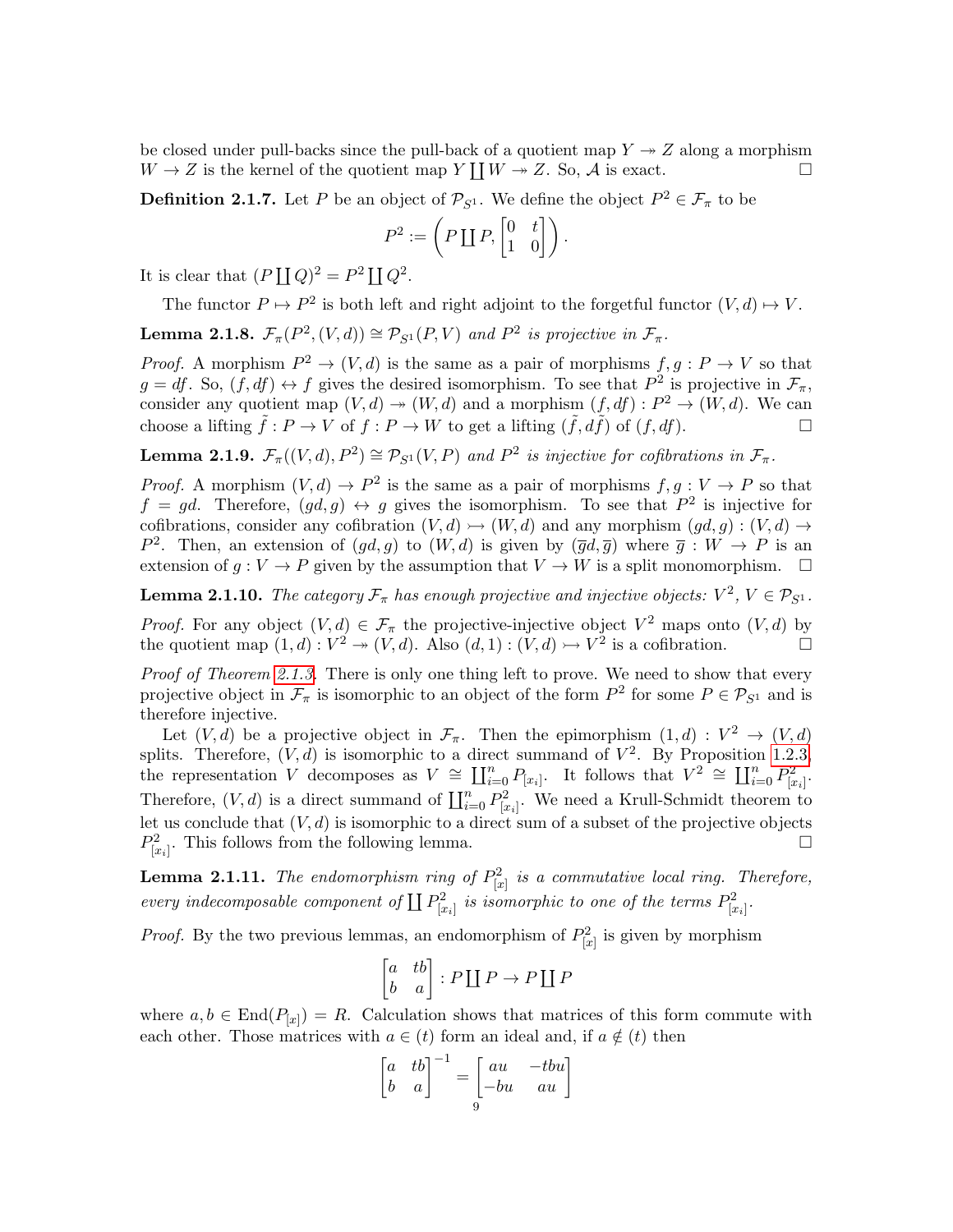be closed under pull-backs since the pull-back of a quotient map $Y \twoheadrightarrow Z$ along a morphism $W \to Z$ is the kernel of the quotient map $Y \coprod W \twoheadrightarrow Z$. So, $\mathcal{A}$ is exact. □

**Definition 2.1.7.** Let $P$ be an object of $\mathcal{P}_{S^1}$. We define the object $P^2 \in \mathcal{F}_\pi$ to be

$$P^2 := \left( P \coprod P, \begin{bmatrix} 0 & t \\ 1 & 0 \end{bmatrix} \right).$$

It is clear that $(P \coprod Q)^2 = P^2 \coprod Q^2$.

The functor $P \mapsto P^2$ is both left and right adjoint to the forgetful functor $(V, d) \mapsto V$.

**Lemma 2.1.8.** *$\mathcal{F}_\pi(P^2, (V, d)) \cong \mathcal{P}_{S^1}(P, V)$ and $P^2$ is projective in $\mathcal{F}_\pi$.*

*Proof.* A morphism $P^2 \to (V, d)$ is the same as a pair of morphisms $f, g : P \to V$ so that $g = df$. So, $(f, df) \leftrightarrow f$ gives the desired isomorphism. To see that $P^2$ is projective in $\mathcal{F}_\pi$, consider any quotient map $(V, d) \twoheadrightarrow (W, d)$ and a morphism $(f, df) : P^2 \to (W, d)$. We can choose a lifting $\tilde{f} : P \to V$ of $f : P \to W$ to get a lifting $(\tilde{f}, d\tilde{f})$ of $(f, df)$. □

**Lemma 2.1.9.** *$\mathcal{F}_\pi((V, d), P^2) \cong \mathcal{P}_{S^1}(V, P)$ and $P^2$ is injective for cofibrations in $\mathcal{F}_\pi$.*

*Proof.* A morphism $(V, d) \to P^2$ is the same as a pair of morphisms $f, g : V \to P$ so that $f = gd$. Therefore, $(gd, g) \leftrightarrow g$ gives the isomorphism. To see that $P^2$ is injective for cofibrations, consider any cofibration $(V, d) \rightarrowtail (W, d)$ and any morphism $(gd, g) : (V, d) \to P^2$. Then, an extension of $(gd, g)$ to $(W, d)$ is given by $(\overline{g}d, \overline{g})$ where $\overline{g} : W \to P$ is an extension of $g : V \to P$ given by the assumption that $V \to W$ is a split monomorphism. □

**Lemma 2.1.10.** *The category $\mathcal{F}_\pi$ has enough projective and injective objects: $V^2$, $V \in \mathcal{P}_{S^1}$.*

*Proof.* For any object $(V, d) \in \mathcal{F}_\pi$ the projective-injective object $V^2$ maps onto $(V, d)$ by the quotient map $(1, d) : V^2 \twoheadrightarrow (V, d)$. Also $(d, 1) : (V, d) \rightarrowtail V^2$ is a cofibration. □

*Proof of Theorem 2.1.3.* There is only one thing left to prove. We need to show that every projective object in $\mathcal{F}_\pi$ is isomorphic to an object of the form $P^2$ for some $P \in \mathcal{P}_{S^1}$ and is therefore injective.

Let $(V, d)$ be a projective object in $\mathcal{F}_\pi$. Then the epimorphism $(1, d) : V^2 \to (V, d)$ splits. Therefore, $(V, d)$ is isomorphic to a direct summand of $V^2$. By Proposition 1.2.3, the representation $V$ decomposes as $V \cong \coprod_{i=0}^n P_{[x_i]}$. It follows that $V^2 \cong \coprod_{i=0}^n P^2_{[x_i]}$. Therefore, $(V, d)$ is a direct summand of $\coprod_{i=0}^n P^2_{[x_i]}$. We need a Krull-Schmidt theorem to let us conclude that $(V, d)$ is isomorphic to a direct sum of a subset of the projective objects $P^2_{[x_i]}$. This follows from the following lemma. □

**Lemma 2.1.11.** *The endomorphism ring of $P^2_{[x]}$ is a commutative local ring. Therefore, every indecomposable component of $\coprod P^2_{[x_i]}$ is isomorphic to one of the terms $P^2_{[x_i]}$.*

*Proof.* By the two previous lemmas, an endomorphism of $P^2_{[x]}$ is given by morphism

$$\begin{bmatrix} a & tb \\ b & a \end{bmatrix} : P \coprod P \to P \coprod P$$

where $a, b \in \mathrm{End}(P_{[x]}) = R$. Calculation shows that matrices of this form commute with each other. Those matrices with $a \in (t)$ form an ideal and, if $a \notin (t)$ then

$$\begin{bmatrix} a & tb \\ b & a \end{bmatrix}^{-1} = \begin{bmatrix} au & -tbu \\ -bu & au \end{bmatrix}$$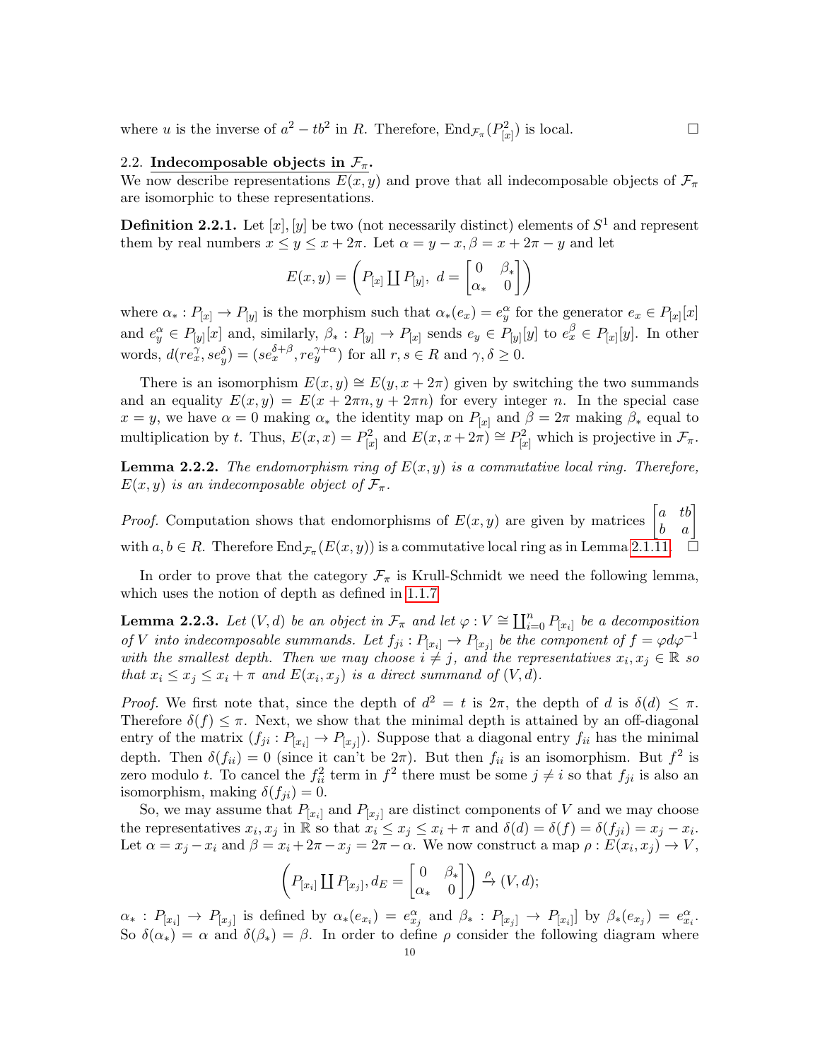where $u$ is the inverse of $a^2 - tb^2$ in $R$. Therefore, $\mathrm{End}_{\mathcal{F}_\pi}(P^2_{[x]})$ is local. $\square$

## 2.2. Indecomposable objects in $\mathcal{F}_\pi$.

We now describe representations $E(x, y)$ and prove that all indecomposable objects of $\mathcal{F}_\pi$ are isomorphic to these representations.

**Definition 2.2.1.** Let $[x], [y]$ be two (not necessarily distinct) elements of $S^1$ and represent them by real numbers $x \le y \le x + 2\pi$. Let $\alpha = y - x, \beta = x + 2\pi - y$ and let

$$E(x, y) = \left( P_{[x]} \coprod P_{[y]},\ d = \begin{bmatrix} 0 & \beta_* \\ \alpha_* & 0 \end{bmatrix} \right)$$

where $\alpha_* : P_{[x]} \to P_{[y]}$ is the morphism such that $\alpha_*(e_x) = e^\alpha_y$ for the generator $e_x \in P_{[x]}[x]$ and $e^\alpha_y \in P_{[y]}[x]$ and, similarly, $\beta_* : P_{[y]} \to P_{[x]}$ sends $e_y \in P_{[y]}[y]$ to $e^\beta_x \in P_{[x]}[y]$. In other words, $d(re^\gamma_x, se^\delta_y) = (se^{\delta+\beta}_x, re^{\gamma+\alpha}_y)$ for all $r, s \in R$ and $\gamma, \delta \ge 0$.

There is an isomorphism $E(x, y) \cong E(y, x + 2\pi)$ given by switching the two summands and an equality $E(x, y) = E(x + 2\pi n, y + 2\pi n)$ for every integer $n$. In the special case $x = y$, we have $\alpha = 0$ making $\alpha_*$ the identity map on $P_{[x]}$ and $\beta = 2\pi$ making $\beta_*$ equal to multiplication by $t$. Thus, $E(x, x) = P^2_{[x]}$ and $E(x, x + 2\pi) \cong P^2_{[x]}$ which is projective in $\mathcal{F}_\pi$.

**Lemma 2.2.2.** *The endomorphism ring of $E(x, y)$ is a commutative local ring. Therefore, $E(x, y)$ is an indecomposable object of $\mathcal{F}_\pi$.*

*Proof.* Computation shows that endomorphisms of $E(x, y)$ are given by matrices $\begin{bmatrix} a & tb \\ b & a \end{bmatrix}$ with $a, b \in R$. Therefore $\mathrm{End}_{\mathcal{F}_\pi}(E(x, y))$ is a commutative local ring as in Lemma 2.1.11. $\square$

In order to prove that the category $\mathcal{F}_\pi$ is Krull-Schmidt we need the following lemma, which uses the notion of depth as defined in 1.1.7.

**Lemma 2.2.3.** *Let $(V, d)$ be an object in $\mathcal{F}_\pi$ and let $\varphi : V \cong \coprod_{i=0}^n P_{[x_i]}$ be a decomposition of $V$ into indecomposable summands. Let $f_{ji} : P_{[x_i]} \to P_{[x_j]}$ be the component of $f = \varphi d \varphi^{-1}$ with the smallest depth. Then we may choose $i \ne j$, and the representatives $x_i, x_j \in \mathbb{R}$ so that $x_i \le x_j \le x_i + \pi$ and $E(x_i, x_j)$ is a direct summand of $(V, d)$.*

*Proof.* We first note that, since the depth of $d^2 = t$ is $2\pi$, the depth of $d$ is $\delta(d) \le \pi$. Therefore $\delta(f) \le \pi$. Next, we show that the minimal depth is attained by an off-diagonal entry of the matrix $(f_{ji} : P_{[x_i]} \to P_{[x_j]})$. Suppose that a diagonal entry $f_{ii}$ has the minimal depth. Then $\delta(f_{ii}) = 0$ (since it can't be $2\pi$). But then $f_{ii}$ is an isomorphism. But $f^2$ is zero modulo $t$. To cancel the $f^2_{ii}$ term in $f^2$ there must be some $j \ne i$ so that $f_{ji}$ is also an isomorphism, making $\delta(f_{ji}) = 0$.

So, we may assume that $P_{[x_i]}$ and $P_{[x_j]}$ are distinct components of $V$ and we may choose the representatives $x_i, x_j$ in $\mathbb{R}$ so that $x_i \le x_j \le x_i + \pi$ and $\delta(d) = \delta(f) = \delta(f_{ji}) = x_j - x_i$. Let $\alpha = x_j - x_i$ and $\beta = x_i + 2\pi - x_j = 2\pi - \alpha$. We now construct a map $\rho : E(x_i, x_j) \to V$,

$$\left( P_{[x_i]} \coprod P_{[x_j]}, d_E = \begin{bmatrix} 0 & \beta_* \\ \alpha_* & 0 \end{bmatrix} \right) \xrightarrow{\rho} (V, d);$$

$\alpha_* : P_{[x_i]} \to P_{[x_j]}$ is defined by $\alpha_*(e_{x_i}) = e^\alpha_{x_j}$ and $\beta_* : P_{[x_j]} \to P_{[x_i]}]$ by $\beta_*(e_{x_j}) = e^\alpha_{x_i}$. So $\delta(\alpha_*) = \alpha$ and $\delta(\beta_*) = \beta$. In order to define $\rho$ consider the following diagram where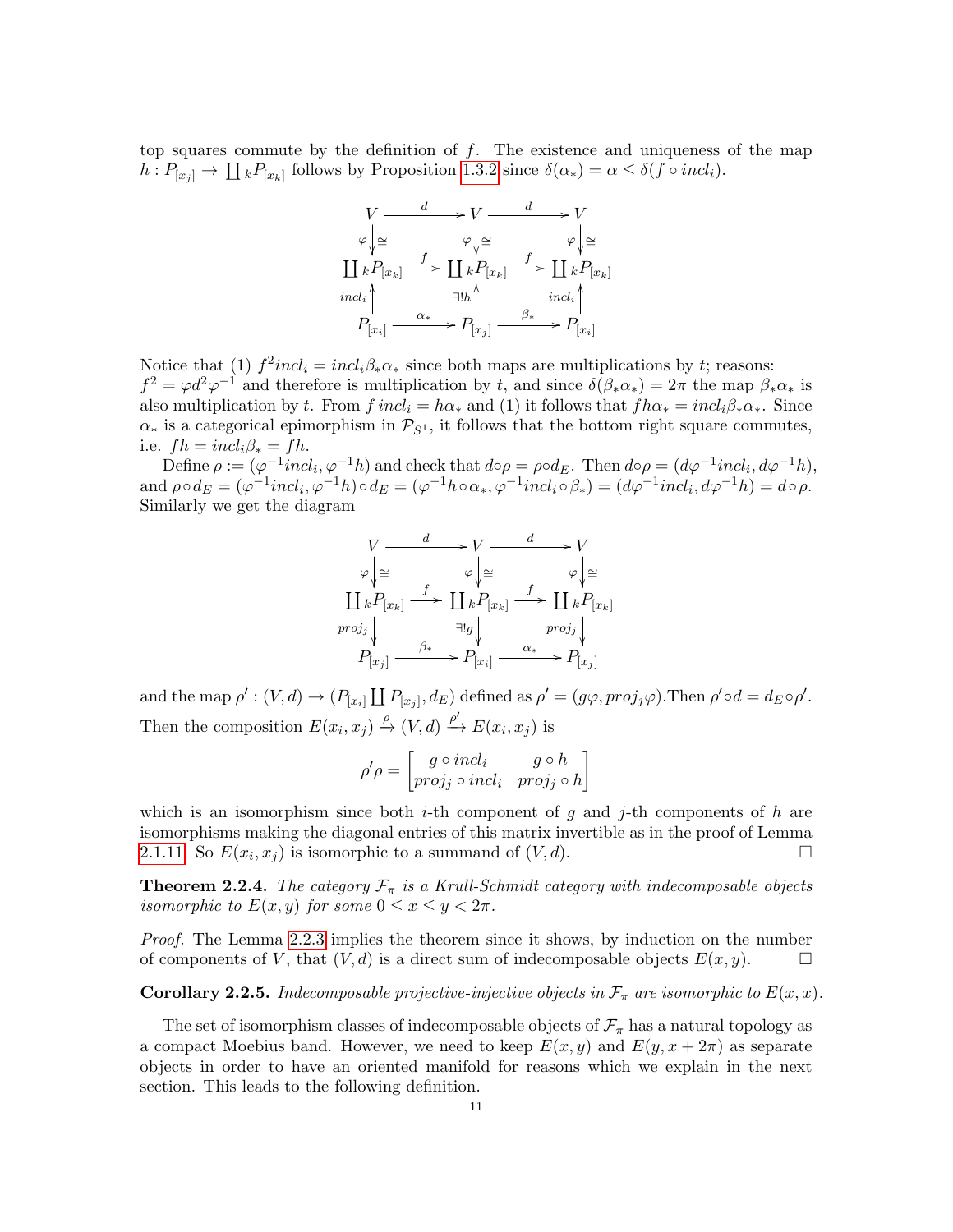top squares commute by the definition of $f$. The existence and uniqueness of the map $h : P_{[x_j]} \to \coprod_k P_{[x_k]}$ follows by Proposition 1.3.2 since $\delta(\alpha_*) = \alpha \leq \delta(f \circ incl_i)$.

$$\begin{array}{ccccc}
V & \xrightarrow{d} & V & \xrightarrow{d} & V \\
\varphi \downarrow \cong & & \varphi \downarrow \cong & & \varphi \downarrow \cong \\
\coprod_k P_{[x_k]} & \xrightarrow{f} & \coprod_k P_{[x_k]} & \xrightarrow{f} & \coprod_k P_{[x_k]} \\
incl_i \uparrow & & \exists! h \uparrow & & incl_i \uparrow \\
P_{[x_i]} & \xrightarrow{\alpha_*} & P_{[x_j]} & \xrightarrow{\beta_*} & P_{[x_i]}
\end{array}$$

Notice that (1) $f^2 incl_i = incl_i \beta_* \alpha_*$ since both maps are multiplications by $t$; reasons: $f^2 = \varphi d^2 \varphi^{-1}$ and therefore is multiplication by $t$, and since $\delta(\beta_* \alpha_*) = 2\pi$ the map $\beta_* \alpha_*$ is also multiplication by $t$. From $f\, incl_i = h\alpha_*$ and (1) it follows that $fh\alpha_* = incl_i \beta_* \alpha_*$. Since $\alpha_*$ is a categorical epimorphism in $\mathcal{P}_{S^1}$, it follows that the bottom right square commutes, i.e. $fh = incl_i \beta_* = fh$.

Define $\rho := (\varphi^{-1} incl_i, \varphi^{-1} h)$ and check that $d \circ \rho = \rho \circ d_E$. Then $d \circ \rho = (d\varphi^{-1} incl_i, d\varphi^{-1} h)$, and $\rho \circ d_E = (\varphi^{-1} incl_i, \varphi^{-1} h) \circ d_E = (\varphi^{-1} h \circ \alpha_*, \varphi^{-1} incl_i \circ \beta_*) = (d\varphi^{-1} incl_i, d\varphi^{-1} h) = d \circ \rho$. Similarly we get the diagram

$$\begin{array}{ccccc}
V & \xrightarrow{d} & V & \xrightarrow{d} & V \\
\varphi \downarrow \cong & & \varphi \downarrow \cong & & \varphi \downarrow \cong \\
\coprod_k P_{[x_k]} & \xrightarrow{f} & \coprod_k P_{[x_k]} & \xrightarrow{f} & \coprod_k P_{[x_k]} \\
proj_j \downarrow & & \exists! g \downarrow & & proj_j \downarrow \\
P_{[x_j]} & \xrightarrow{\beta_*} & P_{[x_i]} & \xrightarrow{\alpha_*} & P_{[x_j]}
\end{array}$$

and the map $\rho' : (V, d) \to (P_{[x_i]} \coprod P_{[x_j]}, d_E)$ defined as $\rho' = (g\varphi, proj_j \varphi)$.Then $\rho' \circ d = d_E \circ \rho'$. Then the composition $E(x_i, x_j) \xrightarrow{\rho} (V, d) \xrightarrow{\rho'} E(x_i, x_j)$ is

$$\rho' \rho = \begin{bmatrix} g \circ incl_i & g \circ h \\ proj_j \circ incl_i & proj_j \circ h \end{bmatrix}$$

which is an isomorphism since both $i$-th component of $g$ and $j$-th components of $h$ are isomorphisms making the diagonal entries of this matrix invertible as in the proof of Lemma 2.1.11. So $E(x_i, x_j)$ is isomorphic to a summand of $(V, d)$. □

**Theorem 2.2.4.** *The category $\mathcal{F}_\pi$ is a Krull-Schmidt category with indecomposable objects isomorphic to $E(x, y)$ for some $0 \leq x \leq y < 2\pi$.*

*Proof.* The Lemma 2.2.3 implies the theorem since it shows, by induction on the number of components of $V$, that $(V, d)$ is a direct sum of indecomposable objects $E(x, y)$. □

**Corollary 2.2.5.** *Indecomposable projective-injective objects in $\mathcal{F}_\pi$ are isomorphic to $E(x, x)$.*

The set of isomorphism classes of indecomposable objects of $\mathcal{F}_\pi$ has a natural topology as a compact Moebius band. However, we need to keep $E(x, y)$ and $E(y, x + 2\pi)$ as separate objects in order to have an oriented manifold for reasons which we explain in the next section. This leads to the following definition.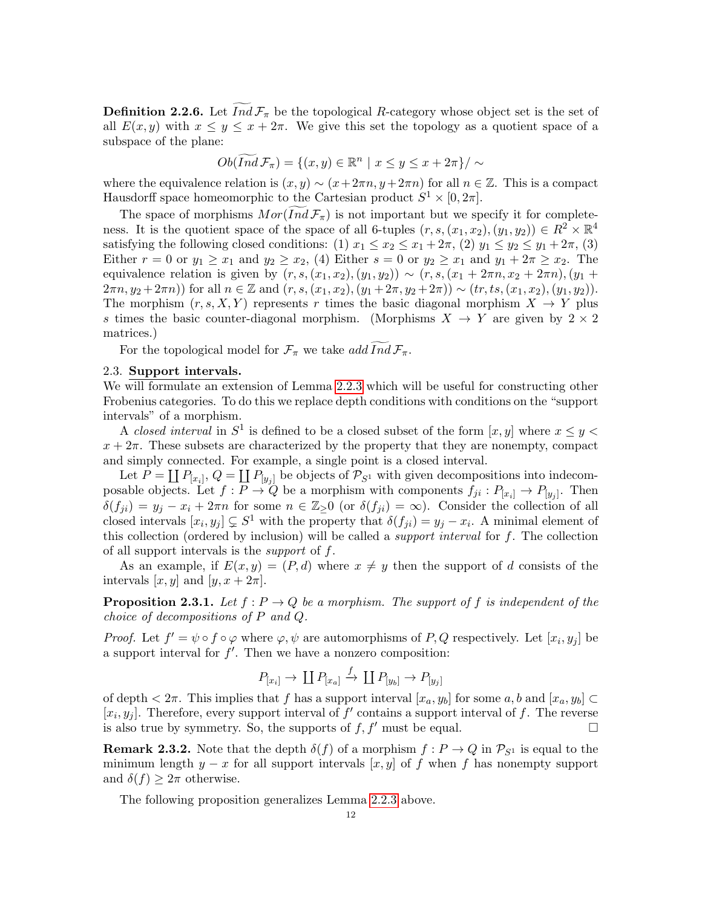**Definition 2.2.6.** Let $\widetilde{Ind}\,\mathcal{F}_\pi$ be the topological $R$-category whose object set is the set of all $E(x,y)$ with $x \le y \le x+2\pi$. We give this set the topology as a quotient space of a subspace of the plane:

$$Ob(\widetilde{Ind}\,\mathcal{F}_\pi) = \{(x,y) \in \mathbb{R}^n \mid x \le y \le x+2\pi\}/\sim$$

where the equivalence relation is $(x,y) \sim (x+2\pi n, y+2\pi n)$ for all $n \in \mathbb{Z}$. This is a compact Hausdorff space homeomorphic to the Cartesian product $S^1 \times [0,2\pi]$.

The space of morphisms $Mor(\widetilde{Ind}\,\mathcal{F}_\pi)$ is not important but we specify it for completeness. It is the quotient space of the space of all 6-tuples $(r,s,(x_1,x_2),(y_1,y_2)) \in R^2 \times \mathbb{R}^4$ satisfying the following closed conditions: (1) $x_1 \le x_2 \le x_1 + 2\pi$, (2) $y_1 \le y_2 \le y_1 + 2\pi$, (3) Either $r = 0$ or $y_1 \ge x_1$ and $y_2 \ge x_2$, (4) Either $s = 0$ or $y_2 \ge x_1$ and $y_1 + 2\pi \ge x_2$. The equivalence relation is given by $(r,s,(x_1,x_2),(y_1,y_2)) \sim (r,s,(x_1+2\pi n, x_2+2\pi n),(y_1+2\pi n, y_2+2\pi n))$ for all $n \in \mathbb{Z}$ and $(r,s,(x_1,x_2),(y_1+2\pi,y_2+2\pi)) \sim (tr,ts,(x_1,x_2),(y_1,y_2))$. The morphism $(r,s,X,Y)$ represents $r$ times the basic diagonal morphism $X \to Y$ plus $s$ times the basic counter-diagonal morphism. (Morphisms $X \to Y$ are given by $2 \times 2$ matrices.)

For the topological model for $\mathcal{F}_\pi$ we take $add\,\widetilde{Ind}\,\mathcal{F}_\pi$.

## 2.3. Support intervals.

We will formulate an extension of Lemma 2.2.3 which will be useful for constructing other Frobenius categories. To do this we replace depth conditions with conditions on the "support intervals" of a morphism.

A *closed interval* in $S^1$ is defined to be a closed subset of the form $[x,y]$ where $x \le y < x+2\pi$. These subsets are characterized by the property that they are nonempty, compact and simply connected. For example, a single point is a closed interval.

Let $P = \coprod P_{[x_i]}$, $Q = \coprod P_{[y_j]}$ be objects of $\mathcal{P}_{S^1}$ with given decompositions into indecomposable objects. Let $f : P \to Q$ be a morphism with components $f_{ji} : P_{[x_i]} \to P_{[y_j]}$. Then $\delta(f_{ji}) = y_j - x_i + 2\pi n$ for some $n \in \mathbb{Z}_{\ge}0$ (or $\delta(f_{ji}) = \infty$). Consider the collection of all closed intervals $[x_i, y_j] \subsetneq S^1$ with the property that $\delta(f_{ji}) = y_j - x_i$. A minimal element of this collection (ordered by inclusion) will be called a *support interval* for $f$. The collection of all support intervals is the *support* of $f$.

As an example, if $E(x,y) = (P,d)$ where $x \ne y$ then the support of $d$ consists of the intervals $[x,y]$ and $[y, x+2\pi]$.

**Proposition 2.3.1.** *Let $f : P \to Q$ be a morphism. The support of $f$ is independent of the choice of decompositions of $P$ and $Q$.*

*Proof.* Let $f' = \psi \circ f \circ \varphi$ where $\varphi, \psi$ are automorphisms of $P, Q$ respectively. Let $[x_i, y_j]$ be a support interval for $f'$. Then we have a nonzero composition:

$$P_{[x_i]} \to \coprod P_{[x_a]} \xrightarrow{f} \coprod P_{[y_b]} \to P_{[y_j]}$$

of depth $< 2\pi$. This implies that $f$ has a support interval $[x_a, y_b]$ for some $a, b$ and $[x_a, y_b] \subset [x_i, y_j]$. Therefore, every support interval of $f'$ contains a support interval of $f$. The reverse is also true by symmetry. So, the supports of $f, f'$ must be equal. $\square$

**Remark 2.3.2.** Note that the depth $\delta(f)$ of a morphism $f : P \to Q$ in $\mathcal{P}_{S^1}$ is equal to the minimum length $y - x$ for all support intervals $[x,y]$ of $f$ when $f$ has nonempty support and $\delta(f) \ge 2\pi$ otherwise.

The following proposition generalizes Lemma 2.2.3 above.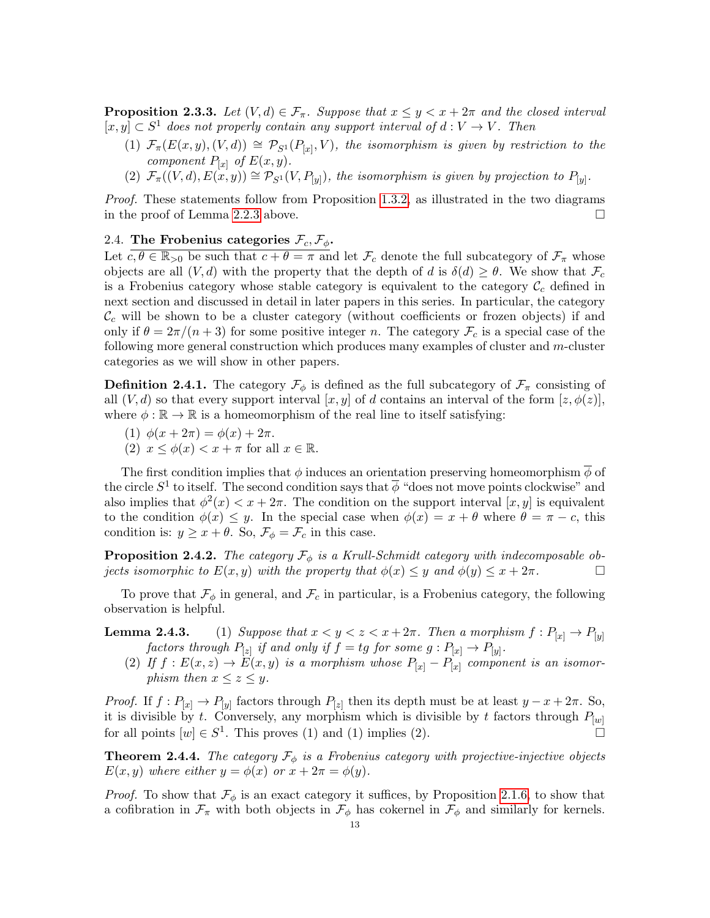**Proposition 2.3.3.** *Let $(V, d) \in \mathcal{F}_\pi$. Suppose that $x \leq y < x + 2\pi$ and the closed interval $[x, y] \subset S^1$ does not properly contain any support interval of $d : V \to V$. Then*

1. *$\mathcal{F}_\pi(E(x, y), (V, d)) \cong \mathcal{P}_{S^1}(P_{[x]}, V)$, the isomorphism is given by restriction to the component $P_{[x]}$ of $E(x, y)$.*
2. *$\mathcal{F}_\pi((V, d), E(x, y)) \cong \mathcal{P}_{S^1}(V, P_{[y]})$, the isomorphism is given by projection to $P_{[y]}$.*

*Proof.* These statements follow from Proposition 1.3.2, as illustrated in the two diagrams in the proof of Lemma 2.2.3 above. □

## 2.4. The Frobenius categories $\mathcal{F}_c, \mathcal{F}_\phi$.

Let $c, \theta \in \mathbb{R}_{>0}$ be such that $c + \theta = \pi$ and let $\mathcal{F}_c$ denote the full subcategory of $\mathcal{F}_\pi$ whose objects are all $(V, d)$ with the property that the depth of $d$ is $\delta(d) \geq \theta$. We show that $\mathcal{F}_c$ is a Frobenius category whose stable category is equivalent to the category $\mathcal{C}_c$ defined in next section and discussed in detail in later papers in this series. In particular, the category $\mathcal{C}_c$ will be shown to be a cluster category (without coefficients or frozen objects) if and only if $\theta = 2\pi/(n + 3)$ for some positive integer $n$. The category $\mathcal{F}_c$ is a special case of the following more general construction which produces many examples of cluster and $m$-cluster categories as we will show in other papers.

**Definition 2.4.1.** The category $\mathcal{F}_\phi$ is defined as the full subcategory of $\mathcal{F}_\pi$ consisting of all $(V, d)$ so that every support interval $[x, y]$ of $d$ contains an interval of the form $[z, \phi(z)]$, where $\phi : \mathbb{R} \to \mathbb{R}$ is a homeomorphism of the real line to itself satisfying:

1. $\phi(x + 2\pi) = \phi(x) + 2\pi$.
2. $x \leq \phi(x) < x + \pi$ for all $x \in \mathbb{R}$.

The first condition implies that $\phi$ induces an orientation preserving homeomorphism $\overline{\phi}$ of the circle $S^1$ to itself. The second condition says that $\overline{\phi}$ "does not move points clockwise" and also implies that $\phi^2(x) < x + 2\pi$. The condition on the support interval $[x, y]$ is equivalent to the condition $\phi(x) \leq y$. In the special case when $\phi(x) = x + \theta$ where $\theta = \pi - c$, this condition is: $y \geq x + \theta$. So, $\mathcal{F}_\phi = \mathcal{F}_c$ in this case.

**Proposition 2.4.2.** *The category $\mathcal{F}_\phi$ is a Krull-Schmidt category with indecomposable objects isomorphic to $E(x, y)$ with the property that $\phi(x) \leq y$ and $\phi(y) \leq x + 2\pi$.* □

To prove that $\mathcal{F}_\phi$ in general, and $\mathcal{F}_c$ in particular, is a Frobenius category, the following observation is helpful.

**Lemma 2.4.3.**
1. *Suppose that $x < y < z < x + 2\pi$. Then a morphism $f : P_{[x]} \to P_{[y]}$ factors through $P_{[z]}$ if and only if $f = tg$ for some $g : P_{[x]} \to P_{[y]}$.*
2. *If $f : E(x, z) \to E(x, y)$ is a morphism whose $P_{[x]} - P_{[x]}$ component is an isomorphism then $x \leq z \leq y$.*

*Proof.* If $f : P_{[x]} \to P_{[y]}$ factors through $P_{[z]}$ then its depth must be at least $y - x + 2\pi$. So, it is divisible by $t$. Conversely, any morphism which is divisible by $t$ factors through $P_{[w]}$ for all points $[w] \in S^1$. This proves (1) and (1) implies (2). □

**Theorem 2.4.4.** *The category $\mathcal{F}_\phi$ is a Frobenius category with projective-injective objects $E(x, y)$ where either $y = \phi(x)$ or $x + 2\pi = \phi(y)$.*

*Proof.* To show that $\mathcal{F}_\phi$ is an exact category it suffices, by Proposition 2.1.6, to show that a cofibration in $\mathcal{F}_\pi$ with both objects in $\mathcal{F}_\phi$ has cokernel in $\mathcal{F}_\phi$ and similarly for kernels.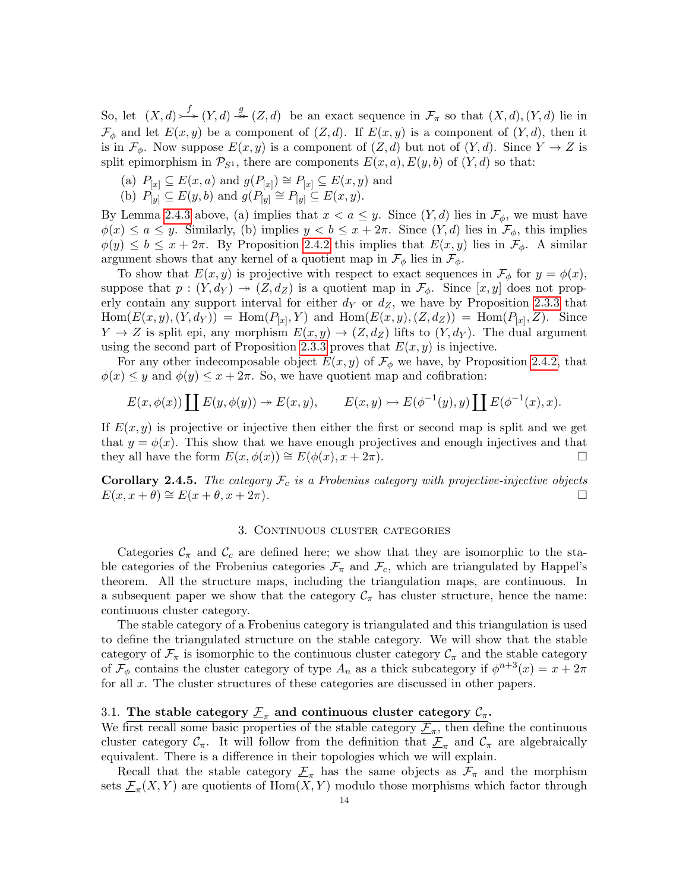So, let $(X,d) \overset{f}{\rightarrowtail} (Y,d) \overset{g}{\twoheadrightarrow} (Z,d)$ be an exact sequence in $\mathcal{F}_\pi$ so that $(X,d),(Y,d)$ lie in $\mathcal{F}_\phi$ and let $E(x,y)$ be a component of $(Z,d)$. If $E(x,y)$ is a component of $(Y,d)$, then it is in $\mathcal{F}_\phi$. Now suppose $E(x,y)$ is a component of $(Z,d)$ but not of $(Y,d)$. Since $Y \to Z$ is split epimorphism in $\mathcal{P}_{S^1}$, there are components $E(x,a), E(y,b)$ of $(Y,d)$ so that:

(a) $P_{[x]} \subseteq E(x,a)$ and $g(P_{[x]}) \cong P_{[x]} \subseteq E(x,y)$ and
(b) $P_{[y]} \subseteq E(y,b)$ and $g(P_{[y]} \cong P_{[y]} \subseteq E(x,y)$.

By Lemma 2.4.3 above, (a) implies that $x < a \leq y$. Since $(Y,d)$ lies in $\mathcal{F}_\phi$, we must have $\phi(x) \leq a \leq y$. Similarly, (b) implies $y < b \leq x + 2\pi$. Since $(Y,d)$ lies in $\mathcal{F}_\phi$, this implies $\phi(y) \leq b \leq x + 2\pi$. By Proposition 2.4.2 this implies that $E(x,y)$ lies in $\mathcal{F}_\phi$. A similar argument shows that any kernel of a quotient map in $\mathcal{F}_\phi$ lies in $\mathcal{F}_\phi$.

To show that $E(x,y)$ is projective with respect to exact sequences in $\mathcal{F}_\phi$ for $y = \phi(x)$, suppose that $p : (Y, d_Y) \twoheadrightarrow (Z, d_Z)$ is a quotient map in $\mathcal{F}_\phi$. Since $[x,y]$ does not properly contain any support interval for either $d_Y$ or $d_Z$, we have by Proposition 2.3.3 that $\mathrm{Hom}(E(x,y),(Y,d_Y)) = \mathrm{Hom}(P_{[x]}, Y)$ and $\mathrm{Hom}(E(x,y),(Z,d_Z)) = \mathrm{Hom}(P_{[x]}, Z)$. Since $Y \to Z$ is split epi, any morphism $E(x,y) \to (Z,d_Z)$ lifts to $(Y,d_Y)$. The dual argument using the second part of Proposition 2.3.3 proves that $E(x,y)$ is injective.

For any other indecomposable object $E(x,y)$ of $\mathcal{F}_\phi$ we have, by Proposition 2.4.2, that $\phi(x) \leq y$ and $\phi(y) \leq x + 2\pi$. So, we have quotient map and cofibration:

$$E(x,\phi(x)) \coprod E(y,\phi(y)) \twoheadrightarrow E(x,y), \qquad E(x,y) \rightarrowtail E(\phi^{-1}(y),y) \coprod E(\phi^{-1}(x),x).$$

If $E(x,y)$ is projective or injective then either the first or second map is split and we get that $y = \phi(x)$. This show that we have enough projectives and enough injectives and that they all have the form $E(x,\phi(x)) \cong E(\phi(x), x + 2\pi)$. □

**Corollary 2.4.5.** *The category $\mathcal{F}_c$ is a Frobenius category with projective-injective objects $E(x, x+\theta) \cong E(x+\theta, x+2\pi)$.* □

## 3. Continuous cluster categories

Categories $\mathcal{C}_\pi$ and $\mathcal{C}_c$ are defined here; we show that they are isomorphic to the stable categories of the Frobenius categories $\mathcal{F}_\pi$ and $\mathcal{F}_c$, which are triangulated by Happel's theorem. All the structure maps, including the triangulation maps, are continuous. In a subsequent paper we show that the category $\mathcal{C}_\pi$ has cluster structure, hence the name: continuous cluster category.

The stable category of a Frobenius category is triangulated and this triangulation is used to define the triangulated structure on the stable category. We will show that the stable category of $\mathcal{F}_\pi$ is isomorphic to the continuous cluster category $\mathcal{C}_\pi$ and the stable category of $\mathcal{F}_\phi$ contains the cluster category of type $A_n$ as a thick subcategory if $\phi^{n+3}(x) = x + 2\pi$ for all $x$. The cluster structures of these categories are discussed in other papers.

### 3.1. The stable category $\underline{\mathcal{F}}_\pi$ and continuous cluster category $\mathcal{C}_\pi$.

We first recall some basic properties of the stable category $\underline{\mathcal{F}}_\pi$, then define the continuous cluster category $\mathcal{C}_\pi$. It will follow from the definition that $\underline{\mathcal{F}}_\pi$ and $\mathcal{C}_\pi$ are algebraically equivalent. There is a difference in their topologies which we will explain.

Recall that the stable category $\underline{\mathcal{F}}_\pi$ has the same objects as $\mathcal{F}_\pi$ and the morphism sets $\underline{\mathcal{F}}_\pi(X,Y)$ are quotients of $\mathrm{Hom}(X,Y)$ modulo those morphisms which factor through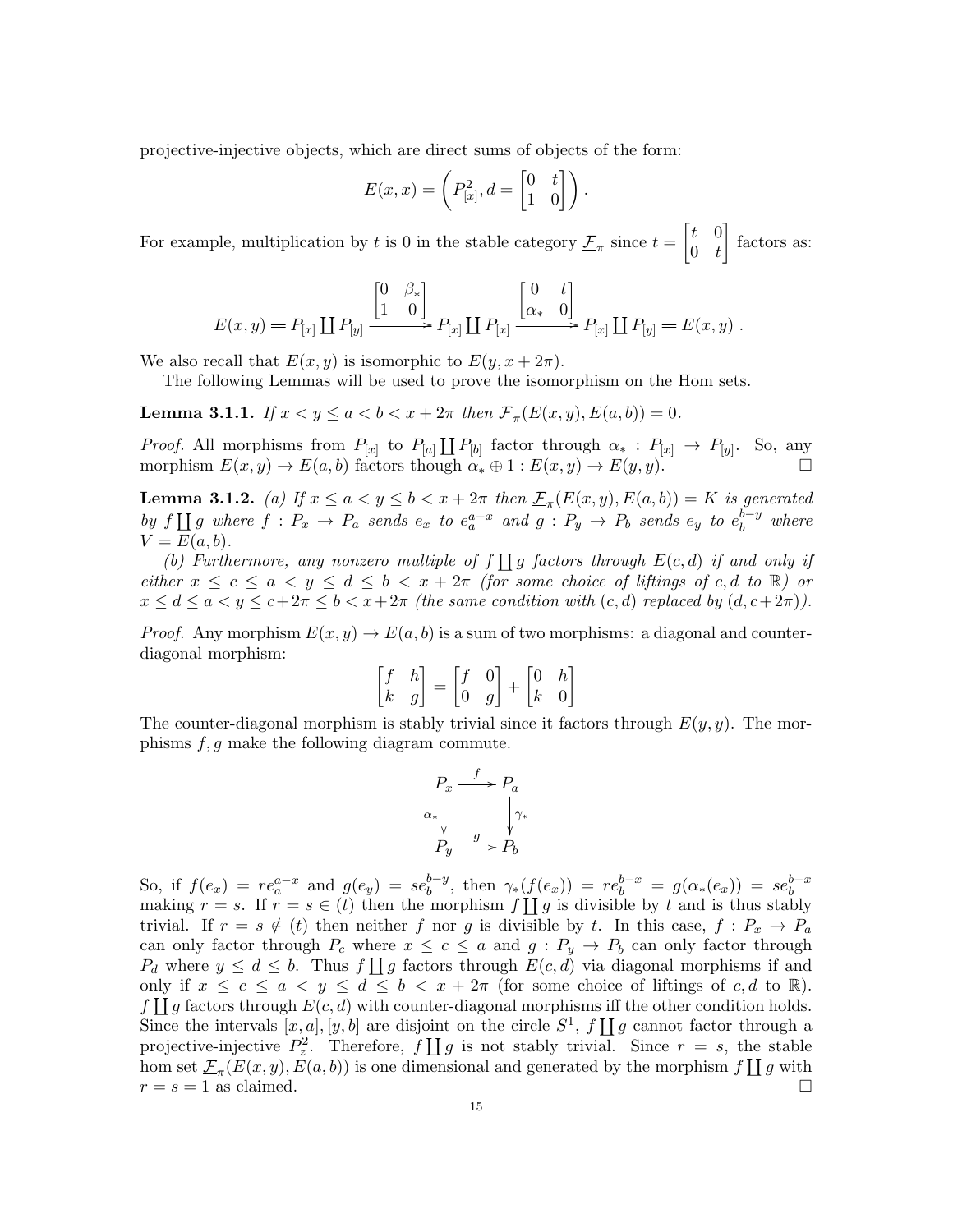projective-injective objects, which are direct sums of objects of the form:

$$E(x,x) = \left(P_{[x]}^2, d = \begin{bmatrix} 0 & t \\ 1 & 0 \end{bmatrix}\right).$$

For example, multiplication by $t$ is 0 in the stable category $\underline{\mathcal{F}}_\pi$ since $t = \begin{bmatrix} t & 0 \\ 0 & t \end{bmatrix}$ factors as:

$$E(x,y) = P_{[x]} \coprod P_{[y]} \xrightarrow{\begin{bmatrix} 0 & \beta_* \\ 1 & 0 \end{bmatrix}} P_{[x]} \coprod P_{[x]} \xrightarrow{\begin{bmatrix} 0 & t \\ \alpha_* & 0 \end{bmatrix}} P_{[x]} \coprod P_{[y]} = E(x,y)\ .$$

We also recall that $E(x,y)$ is isomorphic to $E(y, x+2\pi)$.

The following Lemmas will be used to prove the isomorphism on the Hom sets.

**Lemma 3.1.1.** *If $x < y \le a < b < x + 2\pi$ then $\underline{\mathcal{F}}_\pi(E(x,y), E(a,b)) = 0$.*

*Proof.* All morphisms from $P_{[x]}$ to $P_{[a]} \coprod P_{[b]}$ factor through $\alpha_* : P_{[x]} \to P_{[y]}$. So, any morphism $E(x,y) \to E(a,b)$ factors though $\alpha_* \oplus 1 : E(x,y) \to E(y,y)$. □

**Lemma 3.1.2.** *(a) If $x \le a < y \le b < x + 2\pi$ then $\underline{\mathcal{F}}_\pi(E(x,y), E(a,b)) = K$ is generated by $f \coprod g$ where $f : P_x \to P_a$ sends $e_x$ to $e_a^{a-x}$ and $g : P_y \to P_b$ sends $e_y$ to $e_b^{b-y}$ where $V = E(a,b)$.*

*(b) Furthermore, any nonzero multiple of $f \coprod g$ factors through $E(c,d)$ if and only if either $x \le c \le a < y \le d \le b < x + 2\pi$ (for some choice of liftings of $c, d$ to $\mathbb{R}$) or $x \le d \le a < y \le c + 2\pi \le b < x + 2\pi$ (the same condition with $(c,d)$ replaced by $(d, c+2\pi)$).*

*Proof.* Any morphism $E(x,y) \to E(a,b)$ is a sum of two morphisms: a diagonal and counter-diagonal morphism:

$$\begin{bmatrix} f & h \\ k & g \end{bmatrix} = \begin{bmatrix} f & 0 \\ 0 & g \end{bmatrix} + \begin{bmatrix} 0 & h \\ k & 0 \end{bmatrix}$$

The counter-diagonal morphism is stably trivial since it factors through $E(y,y)$. The morphisms $f, g$ make the following diagram commute.

$$\begin{array}{ccc} P_x & \xrightarrow{f} & P_a \\ {\scriptstyle \alpha_*}\downarrow & & \downarrow{\scriptstyle \gamma_*} \\ P_y & \xrightarrow{g} & P_b \end{array}$$

So, if $f(e_x) = re_a^{a-x}$ and $g(e_y) = se_b^{b-y}$, then $\gamma_*(f(e_x)) = re_b^{b-x} = g(\alpha_*(e_x)) = se_b^{b-x}$ making $r = s$. If $r = s \in (t)$ then the morphism $f \coprod g$ is divisible by $t$ and is thus stably trivial. If $r = s \notin (t)$ then neither $f$ nor $g$ is divisible by $t$. In this case, $f : P_x \to P_a$ can only factor through $P_c$ where $x \le c \le a$ and $g : P_y \to P_b$ can only factor through $P_d$ where $y \le d \le b$. Thus $f \coprod g$ factors through $E(c,d)$ via diagonal morphisms if and only if $x \le c \le a < y \le d \le b < x + 2\pi$ (for some choice of liftings of $c, d$ to $\mathbb{R}$). $f \coprod g$ factors through $E(c,d)$ with counter-diagonal morphisms iff the other condition holds. Since the intervals $[x,a], [y,b]$ are disjoint on the circle $S^1$, $f \coprod g$ cannot factor through a projective-injective $P_z^2$. Therefore, $f \coprod g$ is not stably trivial. Since $r = s$, the stable hom set $\underline{\mathcal{F}}_\pi(E(x,y), E(a,b))$ is one dimensional and generated by the morphism $f \coprod g$ with $r = s = 1$ as claimed. □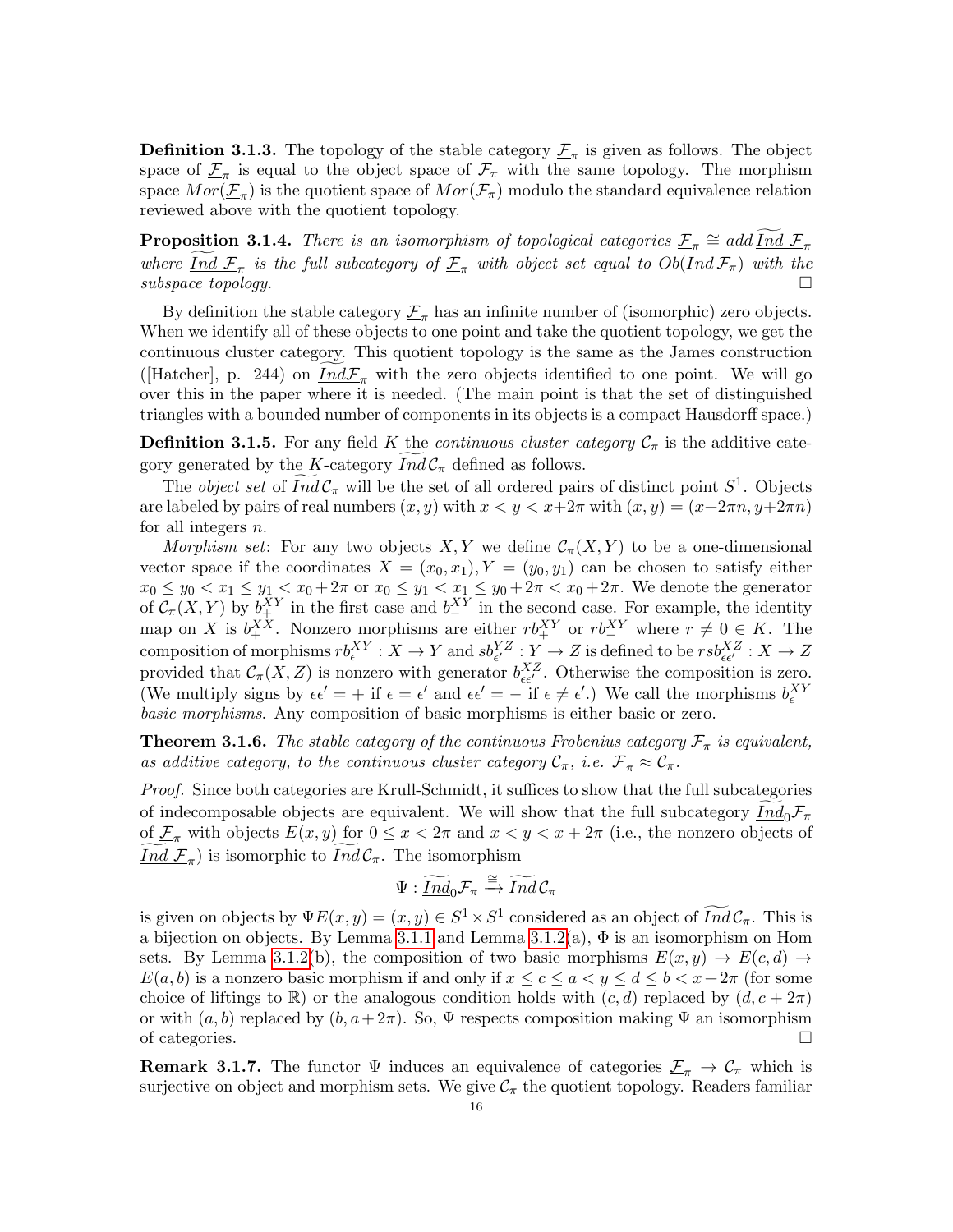**Definition 3.1.3.** The topology of the stable category $\underline{\mathcal{F}}_\pi$ is given as follows. The object space of $\underline{\mathcal{F}}_\pi$ is equal to the object space of $\mathcal{F}_\pi$ with the same topology. The morphism space $Mor(\underline{\mathcal{F}_\pi})$ is the quotient space of $Mor(\mathcal{F}_\pi)$ modulo the standard equivalence relation reviewed above with the quotient topology.

**Proposition 3.1.4.** *There is an isomorphism of topological categories $\underline{\mathcal{F}}_\pi \cong add\,\underline{\widetilde{Ind}}\,\mathcal{F}_\pi$ where $\underline{\widetilde{Ind}}\,\mathcal{F}_\pi$ is the full subcategory of $\underline{\mathcal{F}}_\pi$ with object set equal to $Ob(Ind\,\mathcal{F}_\pi)$ with the subspace topology.* □

By definition the stable category $\underline{\mathcal{F}}_\pi$ has an infinite number of (isomorphic) zero objects. When we identify all of these objects to one point and take the quotient topology, we get the continuous cluster category. This quotient topology is the same as the James construction ([Hatcher], p. 244) on $\underline{\widetilde{Ind}}\mathcal{F}_\pi$ with the zero objects identified to one point. We will go over this in the paper where it is needed. (The main point is that the set of distinguished triangles with a bounded number of components in its objects is a compact Hausdorff space.)

**Definition 3.1.5.** For any field $K$ the *continuous cluster category* $\mathcal{C}_\pi$ is the additive category generated by the $K$-category $\widetilde{Ind}\,\mathcal{C}_\pi$ defined as follows.

The *object set* of $\widetilde{Ind}\,\mathcal{C}_\pi$ will be the set of all ordered pairs of distinct point $S^1$. Objects are labeled by pairs of real numbers $(x, y)$ with $x < y < x+2\pi$ with $(x, y) = (x+2\pi n, y+2\pi n)$ for all integers $n$.

*Morphism set*: For any two objects $X, Y$ we define $\mathcal{C}_\pi(X, Y)$ to be a one-dimensional vector space if the coordinates $X = (x_0, x_1), Y = (y_0, y_1)$ can be chosen to satisfy either $x_0 \leq y_0 < x_1 \leq y_1 < x_0 + 2\pi$ or $x_0 \leq y_1 < x_1 \leq y_0 + 2\pi < x_0 + 2\pi$. We denote the generator of $\mathcal{C}_\pi(X, Y)$ by $b_+^{XY}$ in the first case and $b_-^{XY}$ in the second case. For example, the identity map on $X$ is $b_+^{XX}$. Nonzero morphisms are either $rb_+^{XY}$ or $rb_-^{XY}$ where $r \neq 0 \in K$. The composition of morphisms $rb_\epsilon^{XY} : X \to Y$ and $sb_{\epsilon'}^{YZ} : Y \to Z$ is defined to be $rsb_{\epsilon\epsilon'}^{XZ} : X \to Z$ provided that $\mathcal{C}_\pi(X, Z)$ is nonzero with generator $b_{\epsilon\epsilon'}^{XZ}$. Otherwise the composition is zero. (We multiply signs by $\epsilon\epsilon' = +$ if $\epsilon = \epsilon'$ and $\epsilon\epsilon' = -$ if $\epsilon \neq \epsilon'$.) We call the morphisms $b_\epsilon^{XY}$ *basic morphisms*. Any composition of basic morphisms is either basic or zero.

**Theorem 3.1.6.** *The stable category of the continuous Frobenius category $\mathcal{F}_\pi$ is equivalent, as additive category, to the continuous cluster category $\mathcal{C}_\pi$, i.e. $\underline{\mathcal{F}}_\pi \approx \mathcal{C}_\pi$.*

*Proof.* Since both categories are Krull-Schmidt, it suffices to show that the full subcategories of indecomposable objects are equivalent. We will show that the full subcategory $\underline{\widetilde{Ind}_0}\mathcal{F}_\pi$ of $\underline{\mathcal{F}}_\pi$ with objects $E(x, y)$ for $0 \leq x < 2\pi$ and $x < y < x + 2\pi$ (i.e., the nonzero objects of $\underline{\widetilde{Ind}}\,\mathcal{F}_\pi$) is isomorphic to $\widetilde{Ind}\,\mathcal{C}_\pi$. The isomorphism

$$\Psi : \underline{\widetilde{Ind}_0}\mathcal{F}_\pi \xrightarrow{\cong} \widetilde{Ind}\,\mathcal{C}_\pi$$

is given on objects by $\Psi E(x, y) = (x, y) \in S^1 \times S^1$ considered as an object of $\widetilde{Ind}\,\mathcal{C}_\pi$. This is a bijection on objects. By Lemma 3.1.1 and Lemma 3.1.2(a), $\Phi$ is an isomorphism on Hom sets. By Lemma 3.1.2(b), the composition of two basic morphisms $E(x, y) \to E(c, d) \to E(a, b)$ is a nonzero basic morphism if and only if $x \leq c \leq a < y \leq d \leq b < x + 2\pi$ (for some choice of liftings to $\mathbb{R}$) or the analogous condition holds with $(c, d)$ replaced by $(d, c + 2\pi)$ or with $(a, b)$ replaced by $(b, a + 2\pi)$. So, $\Psi$ respects composition making $\Psi$ an isomorphism of categories. □

**Remark 3.1.7.** The functor $\Psi$ induces an equivalence of categories $\underline{\mathcal{F}}_\pi \to \mathcal{C}_\pi$ which is surjective on object and morphism sets. We give $\mathcal{C}_\pi$ the quotient topology. Readers familiar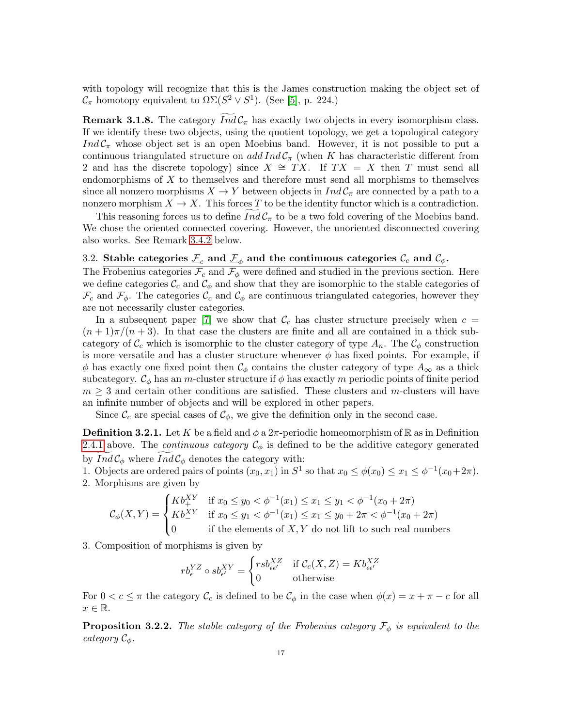with topology will recognize that this is the James construction making the object set of $\mathcal{C}_\pi$ homotopy equivalent to $\Omega\Sigma(S^2 \vee S^1)$. (See [5], p. 224.)

**Remark 3.1.8.** The category $\widetilde{Ind}\,\mathcal{C}_\pi$ has exactly two objects in every isomorphism class. If we identify these two objects, using the quotient topology, we get a topological category $Ind\,\mathcal{C}_\pi$ whose object set is an open Moebius band. However, it is not possible to put a continuous triangulated structure on $add\,Ind\,\mathcal{C}_\pi$ (when $K$ has characteristic different from 2 and has the discrete topology) since $X \cong TX$. If $TX = X$ then $T$ must send all endomorphisms of $X$ to themselves and therefore must send all morphisms to themselves since all nonzero morphisms $X \to Y$ between objects in $Ind\,\mathcal{C}_\pi$ are connected by a path to a nonzero morphism $X \to X$. This forces $T$ to be the identity functor which is a contradiction.

This reasoning forces us to define $\widetilde{Ind}\,\mathcal{C}_\pi$ to be a two fold covering of the Moebius band. We chose the oriented connected covering. However, the unoriented disconnected covering also works. See Remark 3.4.2 below.

### 3.2. Stable categories $\underline{\mathcal{F}_c}$ and $\underline{\mathcal{F}_\phi}$ and the continuous categories $\mathcal{C}_c$ and $\mathcal{C}_\phi$.

The Frobenius categories $\mathcal{F}_c$ and $\mathcal{F}_\phi$ were defined and studied in the previous section. Here we define categories $\mathcal{C}_c$ and $\mathcal{C}_\phi$ and show that they are isomorphic to the stable categories of $\mathcal{F}_c$ and $\mathcal{F}_\phi$. The categories $\mathcal{C}_c$ and $\mathcal{C}_\phi$ are continuous triangulated categories, however they are not necessarily cluster categories.

In a subsequent paper [7] we show that $\mathcal{C}_c$ has cluster structure precisely when $c = (n+1)\pi/(n+3)$. In that case the clusters are finite and all are contained in a thick subcategory of $\mathcal{C}_c$ which is isomorphic to the cluster category of type $A_n$. The $\mathcal{C}_\phi$ construction is more versatile and has a cluster structure whenever $\phi$ has fixed points. For example, if $\phi$ has exactly one fixed point then $\mathcal{C}_\phi$ contains the cluster category of type $A_\infty$ as a thick subcategory. $\mathcal{C}_\phi$ has an $m$-cluster structure if $\phi$ has exactly $m$ periodic points of finite period $m \geq 3$ and certain other conditions are satisfied. These clusters and $m$-clusters will have an infinite number of objects and will be explored in other papers.

Since $\mathcal{C}_c$ are special cases of $\mathcal{C}_\phi$, we give the definition only in the second case.

**Definition 3.2.1.** Let $K$ be a field and $\phi$ a $2\pi$-periodic homeomorphism of $\mathbb{R}$ as in Definition 2.4.1 above. The *continuous category* $\mathcal{C}_\phi$ is defined to be the additive category generated by $\widetilde{Ind}\,\mathcal{C}_\phi$ where $\widetilde{Ind}\,\mathcal{C}_\phi$ denotes the category with:

1. Objects are ordered pairs of points $(x_0, x_1)$ in $S^1$ so that $x_0 \leq \phi(x_0) \leq x_1 \leq \phi^{-1}(x_0+2\pi)$.
2. Morphisms are given by

$$\mathcal{C}_\phi(X,Y) = \begin{cases} Kb_+^{XY} & \text{if } x_0 \leq y_0 < \phi^{-1}(x_1) \leq x_1 \leq y_1 < \phi^{-1}(x_0+2\pi) \\ Kb_-^{XY} & \text{if } x_0 \leq y_1 < \phi^{-1}(x_1) \leq x_1 \leq y_0 + 2\pi < \phi^{-1}(x_0+2\pi) \\ 0 & \text{if the elements of } X, Y \text{ do not lift to such real numbers} \end{cases}$$

3. Composition of morphisms is given by

$$rb_\epsilon^{YZ} \circ sb_{\epsilon'}^{XY} = \begin{cases} rsb_{\epsilon\epsilon'}^{XZ} & \text{if } \mathcal{C}_c(X,Z) = Kb_{\epsilon\epsilon'}^{XZ} \\ 0 & \text{otherwise} \end{cases}$$

For $0 < c \leq \pi$ the category $\mathcal{C}_c$ is defined to be $\mathcal{C}_\phi$ in the case when $\phi(x) = x + \pi - c$ for all $x \in \mathbb{R}$.

**Proposition 3.2.2.** *The stable category of the Frobenius category $\mathcal{F}_\phi$ is equivalent to the category $\mathcal{C}_\phi$.*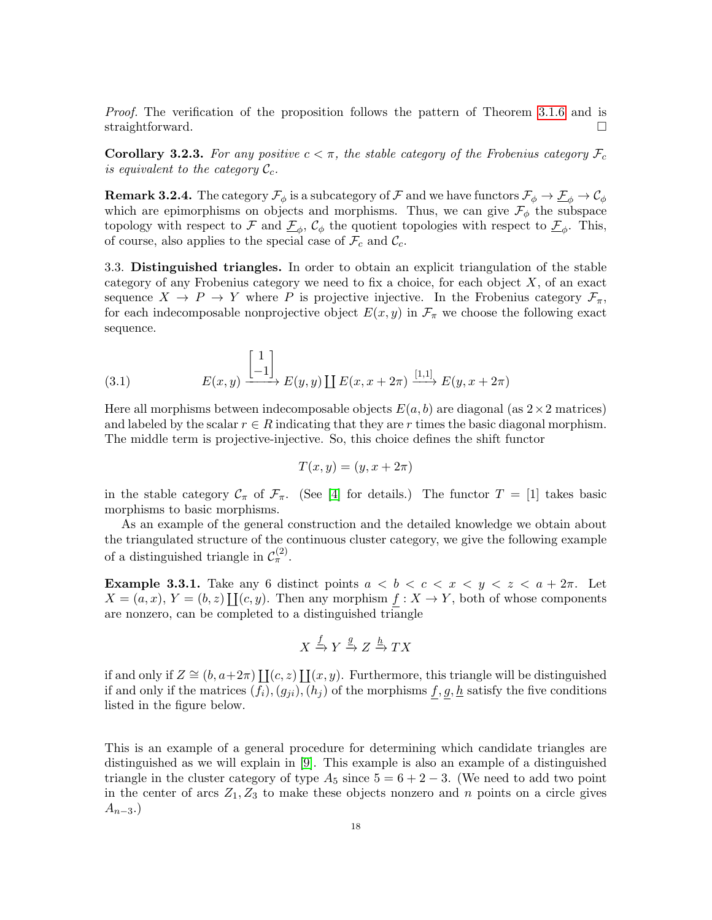*Proof.* The verification of the proposition follows the pattern of Theorem 3.1.6 and is straightforward. □

**Corollary 3.2.3.** *For any positive $c < \pi$, the stable category of the Frobenius category $\mathcal{F}_c$ is equivalent to the category $\mathcal{C}_c$.*

**Remark 3.2.4.** The category $\mathcal{F}_\phi$ is a subcategory of $\mathcal{F}$ and we have functors $\mathcal{F}_\phi \to \underline{\mathcal{F}}_\phi \to \mathcal{C}_\phi$ which are epimorphisms on objects and morphisms. Thus, we can give $\mathcal{F}_\phi$ the subspace topology with respect to $\mathcal{F}$ and $\underline{\mathcal{F}}_\phi$, $\mathcal{C}_\phi$ the quotient topologies with respect to $\underline{\mathcal{F}}_\phi$. This, of course, also applies to the special case of $\mathcal{F}_c$ and $\mathcal{C}_c$.

3.3. **Distinguished triangles.** In order to obtain an explicit triangulation of the stable category of any Frobenius category we need to fix a choice, for each object $X$, of an exact sequence $X \to P \to Y$ where $P$ is projective injective. In the Frobenius category $\mathcal{F}_\pi$, for each indecomposable nonprojective object $E(x,y)$ in $\mathcal{F}_\pi$ we choose the following exact sequence.

$$E(x,y) \xrightarrow{\begin{bmatrix} 1 \\ -1 \end{bmatrix}} E(y,y) \coprod E(x, x+2\pi) \xrightarrow{[1,1]} E(y, x+2\pi) \tag{3.1}$$

Here all morphisms between indecomposable objects $E(a,b)$ are diagonal (as $2\times 2$ matrices) and labeled by the scalar $r \in R$ indicating that they are $r$ times the basic diagonal morphism. The middle term is projective-injective. So, this choice defines the shift functor

$$T(x,y) = (y, x+2\pi)$$

in the stable category $\mathcal{C}_\pi$ of $\mathcal{F}_\pi$. (See [4] for details.) The functor $T = [1]$ takes basic morphisms to basic morphisms.

As an example of the general construction and the detailed knowledge we obtain about the triangulated structure of the continuous cluster category, we give the following example of a distinguished triangle in $\mathcal{C}_\pi^{(2)}$.

**Example 3.3.1.** Take any 6 distinct points $a < b < c < x < y < z < a + 2\pi$. Let $X = (a, x)$, $Y = (b, z) \coprod (c, y)$. Then any morphism $\underline{f} : X \to Y$, both of whose components are nonzero, can be completed to a distinguished triangle

$$X \xrightarrow{f} Y \xrightarrow{g} Z \xrightarrow{h} TX$$

if and only if $Z \cong (b, a+2\pi) \coprod (c, z) \coprod (x, y)$. Furthermore, this triangle will be distinguished if and only if the matrices $(f_i), (g_{ji}), (h_j)$ of the morphisms $\underline{f}, \underline{g}, \underline{h}$ satisfy the five conditions listed in the figure below.

This is an example of a general procedure for determining which candidate triangles are distinguished as we will explain in [9]. This example is also an example of a distinguished triangle in the cluster category of type $A_5$ since $5 = 6 + 2 - 3$. (We need to add two point in the center of arcs $Z_1, Z_3$ to make these objects nonzero and $n$ points on a circle gives $A_{n-3}$.)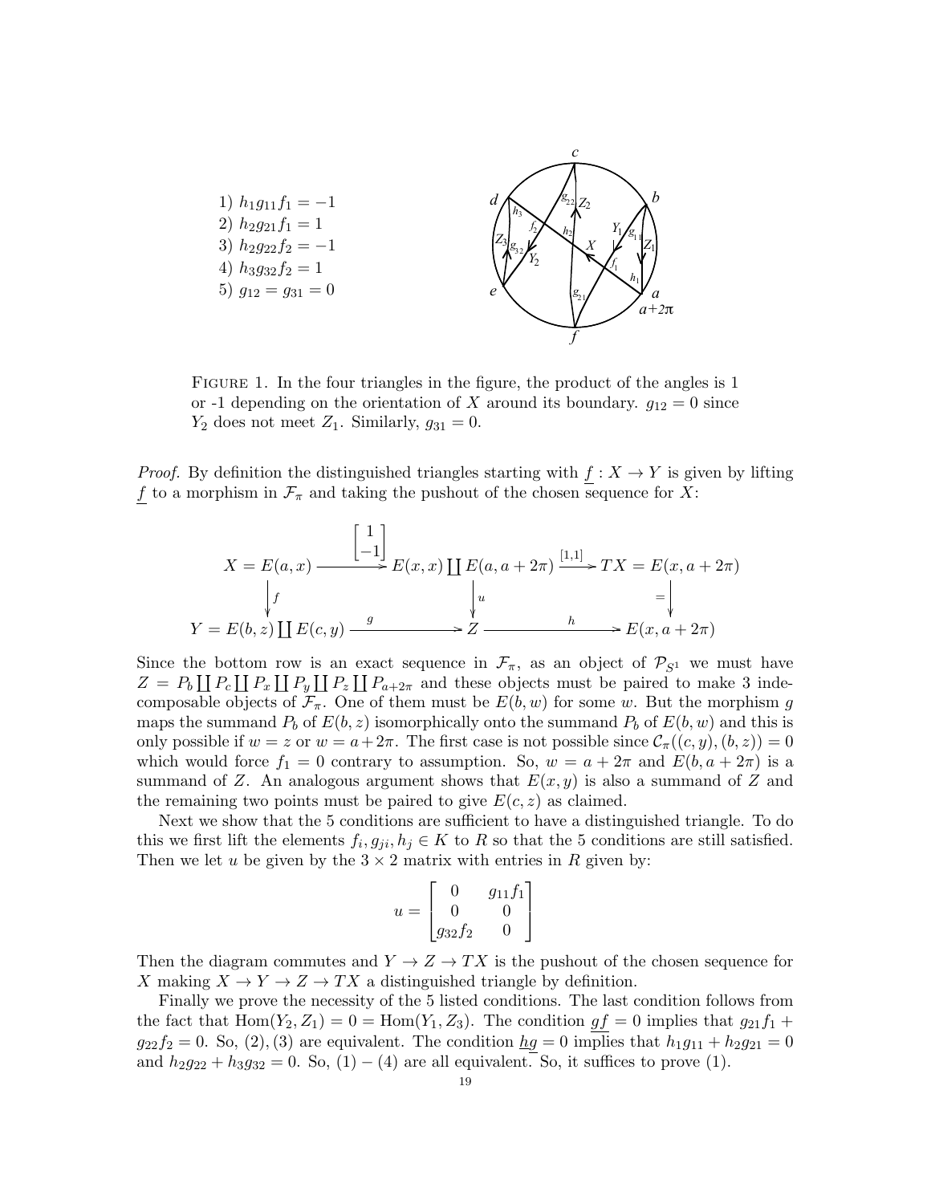1) $h_1 g_{11} f_1 = -1$
2) $h_2 g_{21} f_1 = 1$
3) $h_2 g_{22} f_2 = -1$
4) $h_3 g_{32} f_2 = 1$
5) $g_{12} = g_{31} = 0$

c
d
b
e
a
$a+2\pi$
f

Figure 1. In the four triangles in the figure, the product of the angles is 1 or -1 depending on the orientation of $X$ around its boundary. $g_{12} = 0$ since $Y_2$ does not meet $Z_1$. Similarly, $g_{31} = 0$.

*Proof.* By definition the distinguished triangles starting with $\underline{f} : X \to Y$ is given by lifting $\underline{f}$ to a morphism in $\mathcal{F}_\pi$ and taking the pushout of the chosen sequence for $X$:

$$\begin{array}{ccccc}
X = E(a,x) & \xrightarrow{\begin{bmatrix} 1 \\ -1 \end{bmatrix}} & E(x,x) \coprod E(a, a+2\pi) & \xrightarrow{[1,1]} & TX = E(x, a+2\pi) \\
\downarrow f & & \downarrow u & & \downarrow = \\
Y = E(b,z) \coprod E(c,y) & \xrightarrow{\quad g \quad} & Z & \xrightarrow{\quad h \quad} & E(x, a+2\pi)
\end{array}$$

Since the bottom row is an exact sequence in $\mathcal{F}_\pi$, as an object of $\mathcal{P}_{S^1}$ we must have $Z = P_b \coprod P_c \coprod P_x \coprod P_y \coprod P_z \coprod P_{a+2\pi}$ and these objects must be paired to make 3 indecomposable objects of $\mathcal{F}_\pi$. One of them must be $E(b,w)$ for some $w$. But the morphism $g$ maps the summand $P_b$ of $E(b,z)$ isomorphically onto the summand $P_b$ of $E(b,w)$ and this is only possible if $w = z$ or $w = a+2\pi$. The first case is not possible since $\mathcal{C}_\pi((c,y),(b,z)) = 0$ which would force $f_1 = 0$ contrary to assumption. So, $w = a+2\pi$ and $E(b, a+2\pi)$ is a summand of $Z$. An analogous argument shows that $E(x,y)$ is also a summand of $Z$ and the remaining two points must be paired to give $E(c,z)$ as claimed.

Next we show that the 5 conditions are sufficient to have a distinguished triangle. To do this we first lift the elements $f_i, g_{ji}, h_j \in K$ to $R$ so that the 5 conditions are still satisfied. Then we let $u$ be given by the $3 \times 2$ matrix with entries in $R$ given by:

$$u = \begin{bmatrix} 0 & g_{11} f_1 \\ 0 & 0 \\ g_{32} f_2 & 0 \end{bmatrix}$$

Then the diagram commutes and $Y \to Z \to TX$ is the pushout of the chosen sequence for $X$ making $X \to Y \to Z \to TX$ a distinguished triangle by definition.

Finally we prove the necessity of the 5 listed conditions. The last condition follows from the fact that $\operatorname{Hom}(Y_2, Z_1) = 0 = \operatorname{Hom}(Y_1, Z_3)$. The condition $\underline{gf} = 0$ implies that $g_{21} f_1 + g_{22} f_2 = 0$. So, (2), (3) are equivalent. The condition $\underline{hg} = 0$ implies that $h_1 g_{11} + h_2 g_{21} = 0$ and $h_2 g_{22} + h_3 g_{32} = 0$. So, (1) − (4) are all equivalent. So, it suffices to prove (1).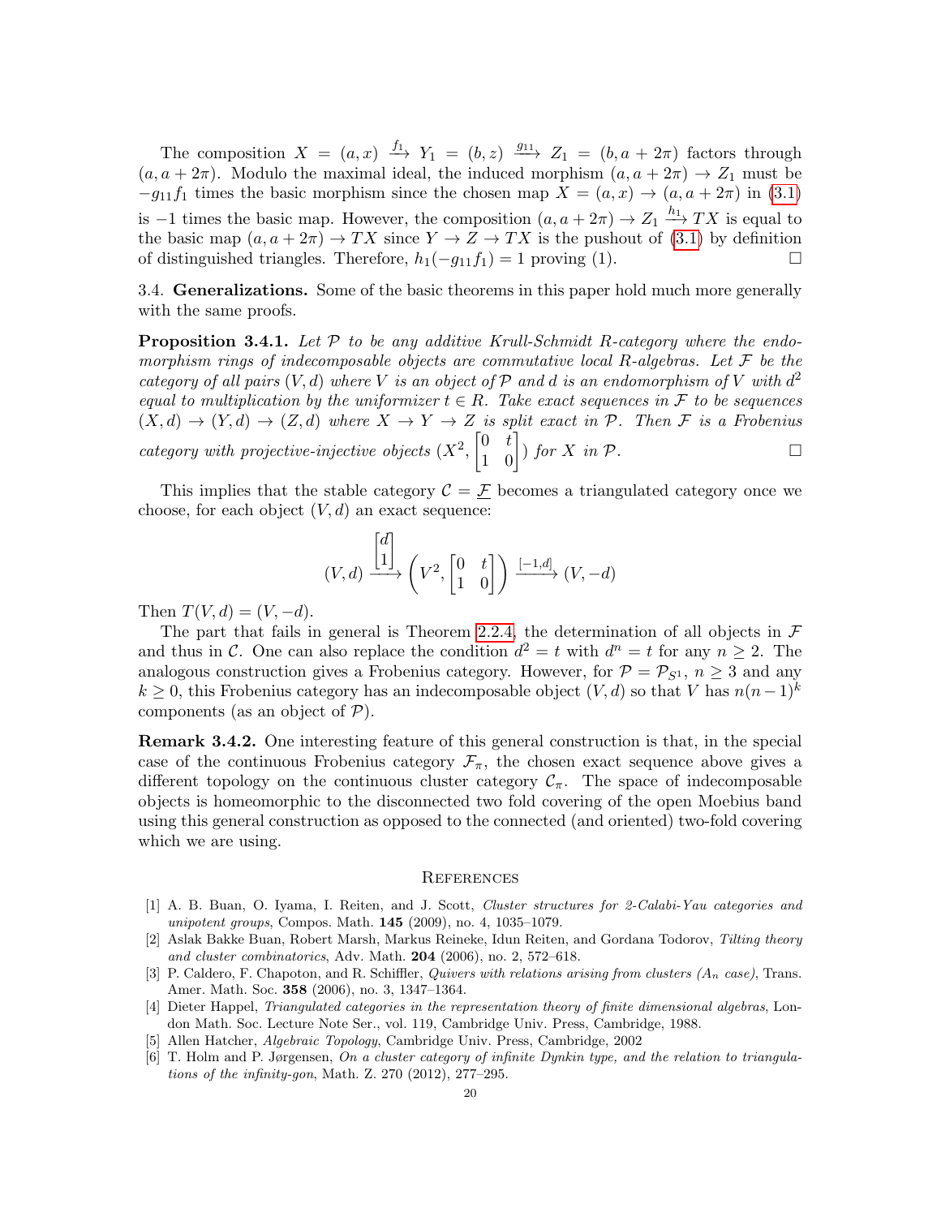The composition $X = (a, x) \xrightarrow{f_1} Y_1 = (b, z) \xrightarrow{g_{11}} Z_1 = (b, a + 2\pi)$ factors through $(a, a + 2\pi)$. Modulo the maximal ideal, the induced morphism $(a, a + 2\pi) \to Z_1$ must be $-g_{11}f_1$ times the basic morphism since the chosen map $X = (a, x) \to (a, a + 2\pi)$ in (3.1) is $-1$ times the basic map. However, the composition $(a, a + 2\pi) \to Z_1 \xrightarrow{h_1} TX$ is equal to the basic map $(a, a + 2\pi) \to TX$ since $Y \to Z \to TX$ is the pushout of (3.1) by definition of distinguished triangles. Therefore, $h_1(-g_{11}f_1) = 1$ proving (1). □

### 3.4. Generalizations.

Some of the basic theorems in this paper hold much more generally with the same proofs.

**Proposition 3.4.1.** *Let $\mathcal{P}$ to be any additive Krull-Schmidt $R$-category where the endomorphism rings of indecomposable objects are commutative local $R$-algebras. Let $\mathcal{F}$ be the category of all pairs $(V, d)$ where $V$ is an object of $\mathcal{P}$ and $d$ is an endomorphism of $V$ with $d^2$ equal to multiplication by the uniformizer $t \in R$. Take exact sequences in $\mathcal{F}$ to be sequences $(X, d) \to (Y, d) \to (Z, d)$ where $X \to Y \to Z$ is split exact in $\mathcal{P}$. Then $\mathcal{F}$ is a Frobenius category with projective-injective objects $(X^2, \begin{bmatrix} 0 & t \\ 1 & 0 \end{bmatrix})$ for $X$ in $\mathcal{P}$.* □

This implies that the stable category $\mathcal{C} = \underline{\mathcal{F}}$ becomes a triangulated category once we choose, for each object $(V, d)$ an exact sequence:

$$(V, d) \xrightarrow{\begin{bmatrix} d \\ 1 \end{bmatrix}} \left( V^2, \begin{bmatrix} 0 & t \\ 1 & 0 \end{bmatrix} \right) \xrightarrow{[-1, d]} (V, -d)$$

Then $T(V, d) = (V, -d)$.

The part that fails in general is Theorem 2.2.4, the determination of all objects in $\mathcal{F}$ and thus in $\mathcal{C}$. One can also replace the condition $d^2 = t$ with $d^n = t$ for any $n \geq 2$. The analogous construction gives a Frobenius category. However, for $\mathcal{P} = \mathcal{P}_{S^1}$, $n \geq 3$ and any $k \geq 0$, this Frobenius category has an indecomposable object $(V, d)$ so that $V$ has $n(n-1)^k$ components (as an object of $\mathcal{P}$).

**Remark 3.4.2.** One interesting feature of this general construction is that, in the special case of the continuous Frobenius category $\mathcal{F}_\pi$, the chosen exact sequence above gives a different topology on the continuous cluster category $\mathcal{C}_\pi$. The space of indecomposable objects is homeomorphic to the disconnected two fold covering of the open Moebius band using this general construction as opposed to the connected (and oriented) two-fold covering which we are using.

## References

[1] A. B. Buan, O. Iyama, I. Reiten, and J. Scott, *Cluster structures for 2-Calabi-Yau categories and unipotent groups*, Compos. Math. **145** (2009), no. 4, 1035–1079.

[2] Aslak Bakke Buan, Robert Marsh, Markus Reineke, Idun Reiten, and Gordana Todorov, *Tilting theory and cluster combinatorics*, Adv. Math. **204** (2006), no. 2, 572–618.

[3] P. Caldero, F. Chapoton, and R. Schiffler, *Quivers with relations arising from clusters ($A_n$ case)*, Trans. Amer. Math. Soc. **358** (2006), no. 3, 1347–1364.

[4] Dieter Happel, *Triangulated categories in the representation theory of finite dimensional algebras*, London Math. Soc. Lecture Note Ser., vol. 119, Cambridge Univ. Press, Cambridge, 1988.

[5] Allen Hatcher, *Algebraic Topology*, Cambridge Univ. Press, Cambridge, 2002

[6] T. Holm and P. Jørgensen, *On a cluster category of infinite Dynkin type, and the relation to triangulations of the infinity-gon*, Math. Z. 270 (2012), 277–295.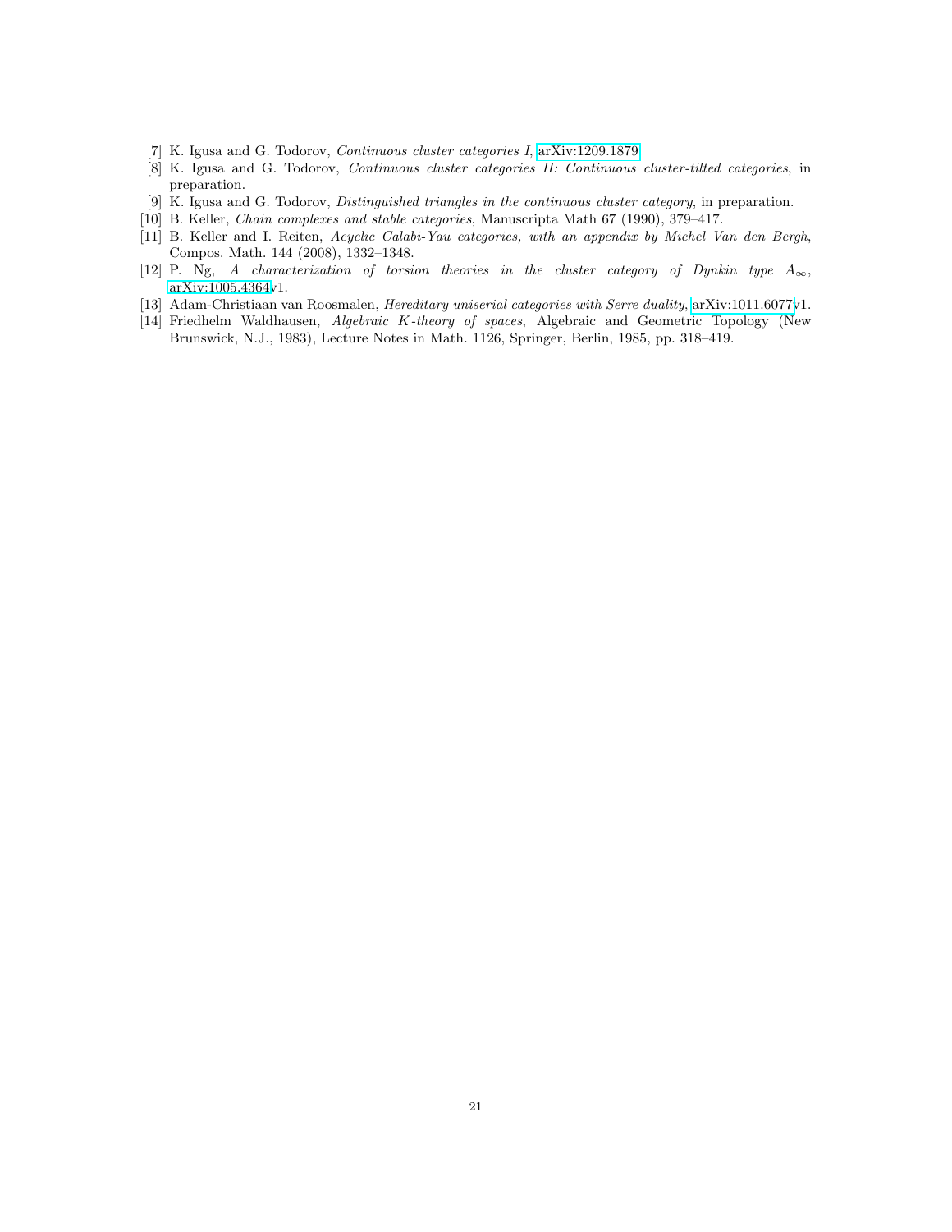[7] K. Igusa and G. Todorov, *Continuous cluster categories I*, arXiv:1209.1879

[8] K. Igusa and G. Todorov, *Continuous cluster categories II: Continuous cluster-tilted categories*, in preparation.

[9] K. Igusa and G. Todorov, *Distinguished triangles in the continuous cluster category*, in preparation.

[10] B. Keller, *Chain complexes and stable categories*, Manuscripta Math 67 (1990), 379–417.

[11] B. Keller and I. Reiten, *Acyclic Calabi-Yau categories, with an appendix by Michel Van den Bergh*, Compos. Math. 144 (2008), 1332–1348.

[12] P. Ng, *A characterization of torsion theories in the cluster category of Dynkin type $A_\infty$*, arXiv:1005.4364v1.

[13] Adam-Christiaan van Roosmalen, *Hereditary uniserial categories with Serre duality*, arXiv:1011.6077v1.

[14] Friedhelm Waldhausen, *Algebraic K-theory of spaces*, Algebraic and Geometric Topology (New Brunswick, N.J., 1983), Lecture Notes in Math. 1126, Springer, Berlin, 1985, pp. 318–419.